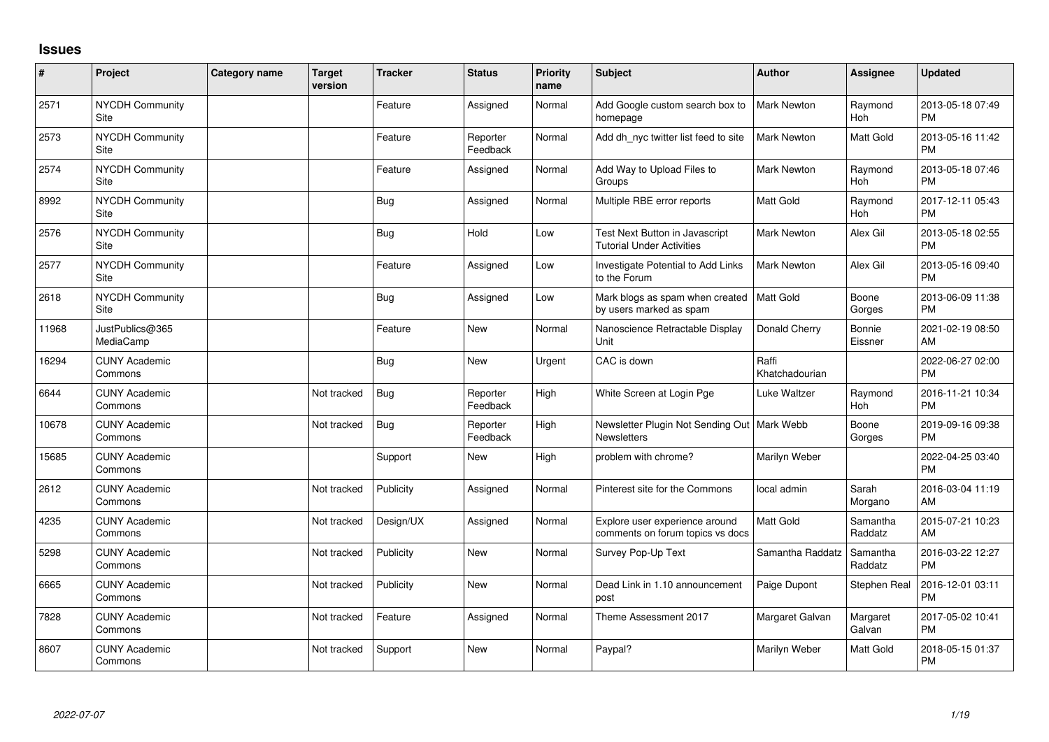# Issues

| # | Project | Category name | Target version | Tracker | Status | Priority name | Subject | Author | Assignee | Updated |
|---|---|---|---|---|---|---|---|---|---|---|
| 2571 | NYCDH Community Site | | | Feature | Assigned | Normal | Add Google custom search box to homepage | Mark Newton | Raymond Hoh | 2013-05-18 07:49 PM |
| 2573 | NYCDH Community Site | | | Feature | Reporter Feedback | Normal | Add dh_nyc twitter list feed to site | Mark Newton | Matt Gold | 2013-05-16 11:42 PM |
| 2574 | NYCDH Community Site | | | Feature | Assigned | Normal | Add Way to Upload Files to Groups | Mark Newton | Raymond Hoh | 2013-05-18 07:46 PM |
| 8992 | NYCDH Community Site | | | Bug | Assigned | Normal | Multiple RBE error reports | Matt Gold | Raymond Hoh | 2017-12-11 05:43 PM |
| 2576 | NYCDH Community Site | | | Bug | Hold | Low | Test Next Button in Javascript Tutorial Under Activities | Mark Newton | Alex Gil | 2013-05-18 02:55 PM |
| 2577 | NYCDH Community Site | | | Feature | Assigned | Low | Investigate Potential to Add Links to the Forum | Mark Newton | Alex Gil | 2013-05-16 09:40 PM |
| 2618 | NYCDH Community Site | | | Bug | Assigned | Low | Mark blogs as spam when created by users marked as spam | Matt Gold | Boone Gorges | 2013-06-09 11:38 PM |
| 11968 | JustPublics@365 MediaCamp | | | Feature | New | Normal | Nanoscience Retractable Display Unit | Donald Cherry | Bonnie Eissner | 2021-02-19 08:50 AM |
| 16294 | CUNY Academic Commons | | | Bug | New | Urgent | CAC is down | Raffi Khatchadourian | | 2022-06-27 02:00 PM |
| 6644 | CUNY Academic Commons | | Not tracked | Bug | Reporter Feedback | High | White Screen at Login Pge | Luke Waltzer | Raymond Hoh | 2016-11-21 10:34 PM |
| 10678 | CUNY Academic Commons | | Not tracked | Bug | Reporter Feedback | High | Newsletter Plugin Not Sending Out Newsletters | Mark Webb | Boone Gorges | 2019-09-16 09:38 PM |
| 15685 | CUNY Academic Commons | | | Support | New | High | problem with chrome? | Marilyn Weber | | 2022-04-25 03:40 PM |
| 2612 | CUNY Academic Commons | | Not tracked | Publicity | Assigned | Normal | Pinterest site for the Commons | local admin | Sarah Morgano | 2016-03-04 11:19 AM |
| 4235 | CUNY Academic Commons | | Not tracked | Design/UX | Assigned | Normal | Explore user experience around comments on forum topics vs docs | Matt Gold | Samantha Raddatz | 2015-07-21 10:23 AM |
| 5298 | CUNY Academic Commons | | Not tracked | Publicity | New | Normal | Survey Pop-Up Text | Samantha Raddatz | Samantha Raddatz | 2016-03-22 12:27 PM |
| 6665 | CUNY Academic Commons | | Not tracked | Publicity | New | Normal | Dead Link in 1.10 announcement post | Paige Dupont | Stephen Real | 2016-12-01 03:11 PM |
| 7828 | CUNY Academic Commons | | Not tracked | Feature | Assigned | Normal | Theme Assessment 2017 | Margaret Galvan | Margaret Galvan | 2017-05-02 10:41 PM |
| 8607 | CUNY Academic Commons | | Not tracked | Support | New | Normal | Paypal? | Marilyn Weber | Matt Gold | 2018-05-15 01:37 PM |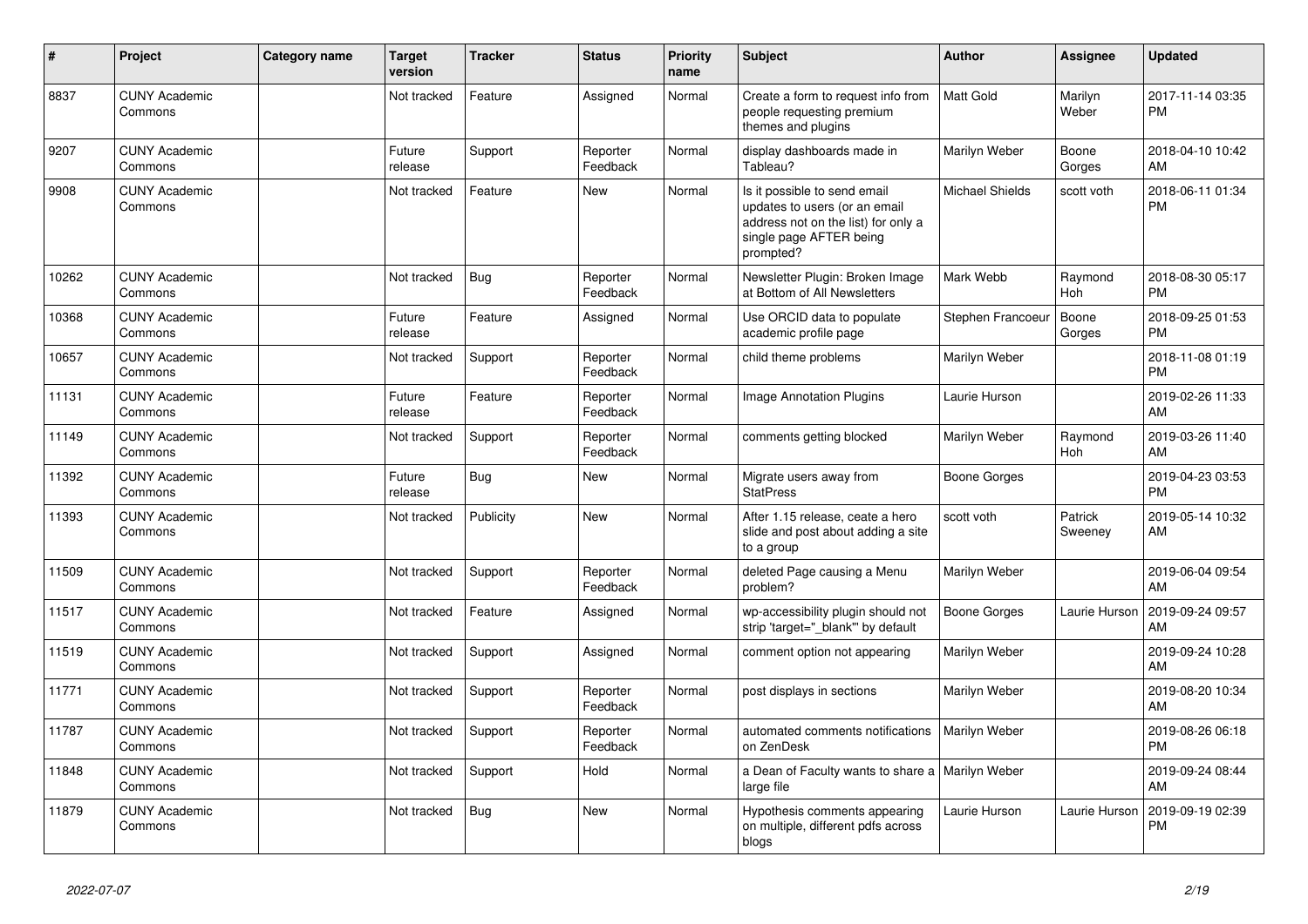| # | Project | Category name | Target version | Tracker | Status | Priority name | Subject | Author | Assignee | Updated |
|---|---|---|---|---|---|---|---|---|---|---|
| 8837 | CUNY Academic Commons | | Not tracked | Feature | Assigned | Normal | Create a form to request info from people requesting premium themes and plugins | Matt Gold | Marilyn Weber | 2017-11-14 03:35 PM |
| 9207 | CUNY Academic Commons | | Future release | Support | Reporter Feedback | Normal | display dashboards made in Tableau? | Marilyn Weber | Boone Gorges | 2018-04-10 10:42 AM |
| 9908 | CUNY Academic Commons | | Not tracked | Feature | New | Normal | Is it possible to send email updates to users (or an email address not on the list) for only a single page AFTER being prompted? | Michael Shields | scott voth | 2018-06-11 01:34 PM |
| 10262 | CUNY Academic Commons | | Not tracked | Bug | Reporter Feedback | Normal | Newsletter Plugin: Broken Image at Bottom of All Newsletters | Mark Webb | Raymond Hoh | 2018-08-30 05:17 PM |
| 10368 | CUNY Academic Commons | | Future release | Feature | Assigned | Normal | Use ORCID data to populate academic profile page | Stephen Francoeur | Boone Gorges | 2018-09-25 01:53 PM |
| 10657 | CUNY Academic Commons | | Not tracked | Support | Reporter Feedback | Normal | child theme problems | Marilyn Weber | | 2018-11-08 01:19 PM |
| 11131 | CUNY Academic Commons | | Future release | Feature | Reporter Feedback | Normal | Image Annotation Plugins | Laurie Hurson | | 2019-02-26 11:33 AM |
| 11149 | CUNY Academic Commons | | Not tracked | Support | Reporter Feedback | Normal | comments getting blocked | Marilyn Weber | Raymond Hoh | 2019-03-26 11:40 AM |
| 11392 | CUNY Academic Commons | | Future release | Bug | New | Normal | Migrate users away from StatPress | Boone Gorges | | 2019-04-23 03:53 PM |
| 11393 | CUNY Academic Commons | | Not tracked | Publicity | New | Normal | After 1.15 release, ceate a hero slide and post about adding a site to a group | scott voth | Patrick Sweeney | 2019-05-14 10:32 AM |
| 11509 | CUNY Academic Commons | | Not tracked | Support | Reporter Feedback | Normal | deleted Page causing a Menu problem? | Marilyn Weber | | 2019-06-04 09:54 AM |
| 11517 | CUNY Academic Commons | | Not tracked | Feature | Assigned | Normal | wp-accessibility plugin should not strip 'target="_blank"' by default | Boone Gorges | Laurie Hurson | 2019-09-24 09:57 AM |
| 11519 | CUNY Academic Commons | | Not tracked | Support | Assigned | Normal | comment option not appearing | Marilyn Weber | | 2019-09-24 10:28 AM |
| 11771 | CUNY Academic Commons | | Not tracked | Support | Reporter Feedback | Normal | post displays in sections | Marilyn Weber | | 2019-08-20 10:34 AM |
| 11787 | CUNY Academic Commons | | Not tracked | Support | Reporter Feedback | Normal | automated comments notifications on ZenDesk | Marilyn Weber | | 2019-08-26 06:18 PM |
| 11848 | CUNY Academic Commons | | Not tracked | Support | Hold | Normal | a Dean of Faculty wants to share a large file | Marilyn Weber | | 2019-09-24 08:44 AM |
| 11879 | CUNY Academic Commons | | Not tracked | Bug | New | Normal | Hypothesis comments appearing on multiple, different pdfs across blogs | Laurie Hurson | Laurie Hurson | 2019-09-19 02:39 PM |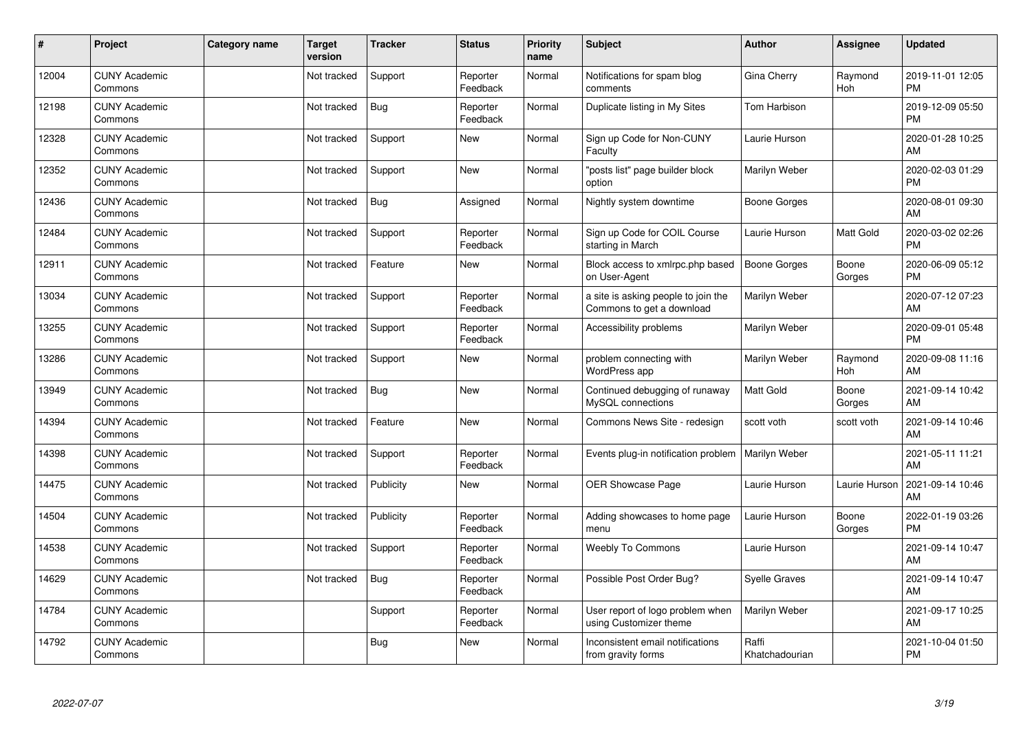| # | Project | Category name | Target version | Tracker | Status | Priority name | Subject | Author | Assignee | Updated |
|---|---|---|---|---|---|---|---|---|---|---|
| 12004 | CUNY Academic Commons | | Not tracked | Support | Reporter Feedback | Normal | Notifications for spam blog comments | Gina Cherry | Raymond Hoh | 2019-11-01 12:05 PM |
| 12198 | CUNY Academic Commons | | Not tracked | Bug | Reporter Feedback | Normal | Duplicate listing in My Sites | Tom Harbison | | 2019-12-09 05:50 PM |
| 12328 | CUNY Academic Commons | | Not tracked | Support | New | Normal | Sign up Code for Non-CUNY Faculty | Laurie Hurson | | 2020-01-28 10:25 AM |
| 12352 | CUNY Academic Commons | | Not tracked | Support | New | Normal | "posts list" page builder block option | Marilyn Weber | | 2020-02-03 01:29 PM |
| 12436 | CUNY Academic Commons | | Not tracked | Bug | Assigned | Normal | Nightly system downtime | Boone Gorges | | 2020-08-01 09:30 AM |
| 12484 | CUNY Academic Commons | | Not tracked | Support | Reporter Feedback | Normal | Sign up Code for COIL Course starting in March | Laurie Hurson | Matt Gold | 2020-03-02 02:26 PM |
| 12911 | CUNY Academic Commons | | Not tracked | Feature | New | Normal | Block access to xmlrpc.php based on User-Agent | Boone Gorges | Boone Gorges | 2020-06-09 05:12 PM |
| 13034 | CUNY Academic Commons | | Not tracked | Support | Reporter Feedback | Normal | a site is asking people to join the Commons to get a download | Marilyn Weber | | 2020-07-12 07:23 AM |
| 13255 | CUNY Academic Commons | | Not tracked | Support | Reporter Feedback | Normal | Accessibility problems | Marilyn Weber | | 2020-09-01 05:48 PM |
| 13286 | CUNY Academic Commons | | Not tracked | Support | New | Normal | problem connecting with WordPress app | Marilyn Weber | Raymond Hoh | 2020-09-08 11:16 AM |
| 13949 | CUNY Academic Commons | | Not tracked | Bug | New | Normal | Continued debugging of runaway MySQL connections | Matt Gold | Boone Gorges | 2021-09-14 10:42 AM |
| 14394 | CUNY Academic Commons | | Not tracked | Feature | New | Normal | Commons News Site - redesign | scott voth | scott voth | 2021-09-14 10:46 AM |
| 14398 | CUNY Academic Commons | | Not tracked | Support | Reporter Feedback | Normal | Events plug-in notification problem | Marilyn Weber | | 2021-05-11 11:21 AM |
| 14475 | CUNY Academic Commons | | Not tracked | Publicity | New | Normal | OER Showcase Page | Laurie Hurson | Laurie Hurson | 2021-09-14 10:46 AM |
| 14504 | CUNY Academic Commons | | Not tracked | Publicity | Reporter Feedback | Normal | Adding showcases to home page menu | Laurie Hurson | Boone Gorges | 2022-01-19 03:26 PM |
| 14538 | CUNY Academic Commons | | Not tracked | Support | Reporter Feedback | Normal | Weebly To Commons | Laurie Hurson | | 2021-09-14 10:47 AM |
| 14629 | CUNY Academic Commons | | Not tracked | Bug | Reporter Feedback | Normal | Possible Post Order Bug? | Syelle Graves | | 2021-09-14 10:47 AM |
| 14784 | CUNY Academic Commons | | | Support | Reporter Feedback | Normal | User report of logo problem when using Customizer theme | Marilyn Weber | | 2021-09-17 10:25 AM |
| 14792 | CUNY Academic Commons | | | Bug | New | Normal | Inconsistent email notifications from gravity forms | Raffi Khatchadourian | | 2021-10-04 01:50 PM |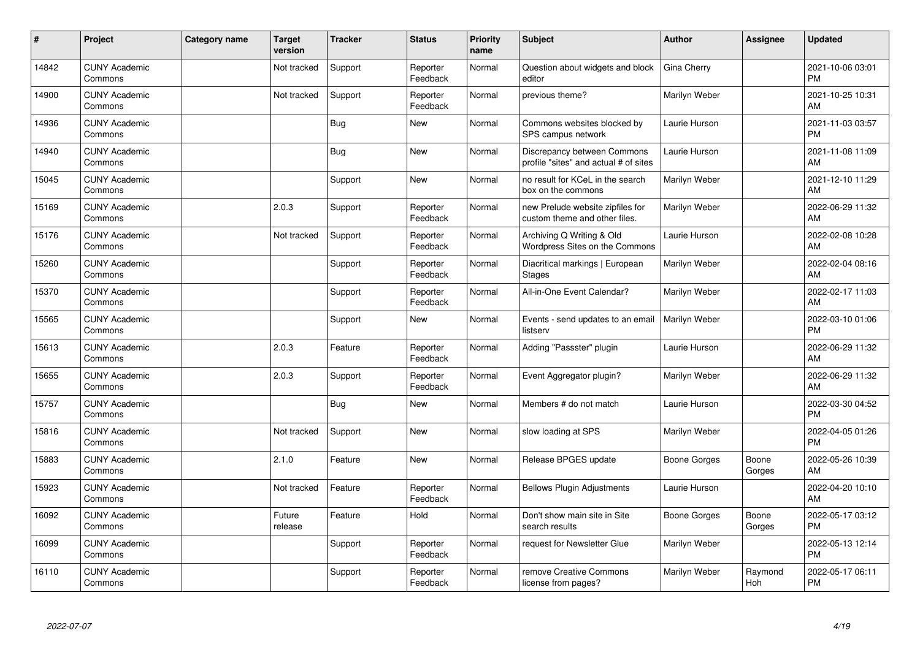| # | Project | Category name | Target version | Tracker | Status | Priority name | Subject | Author | Assignee | Updated |
|---|---|---|---|---|---|---|---|---|---|---|
| 14842 | CUNY Academic Commons | | Not tracked | Support | Reporter Feedback | Normal | Question about widgets and block editor | Gina Cherry | | 2021-10-06 03:01 PM |
| 14900 | CUNY Academic Commons | | Not tracked | Support | Reporter Feedback | Normal | previous theme? | Marilyn Weber | | 2021-10-25 10:31 AM |
| 14936 | CUNY Academic Commons | | | Bug | New | Normal | Commons websites blocked by SPS campus network | Laurie Hurson | | 2021-11-03 03:57 PM |
| 14940 | CUNY Academic Commons | | | Bug | New | Normal | Discrepancy between Commons profile "sites" and actual # of sites | Laurie Hurson | | 2021-11-08 11:09 AM |
| 15045 | CUNY Academic Commons | | | Support | New | Normal | no result for KCeL in the search box on the commons | Marilyn Weber | | 2021-12-10 11:29 AM |
| 15169 | CUNY Academic Commons | | 2.0.3 | Support | Reporter Feedback | Normal | new Prelude website zipfiles for custom theme and other files. | Marilyn Weber | | 2022-06-29 11:32 AM |
| 15176 | CUNY Academic Commons | | Not tracked | Support | Reporter Feedback | Normal | Archiving Q Writing & Old Wordpress Sites on the Commons | Laurie Hurson | | 2022-02-08 10:28 AM |
| 15260 | CUNY Academic Commons | | | Support | Reporter Feedback | Normal | Diacritical markings \| European Stages | Marilyn Weber | | 2022-02-04 08:16 AM |
| 15370 | CUNY Academic Commons | | | Support | Reporter Feedback | Normal | All-in-One Event Calendar? | Marilyn Weber | | 2022-02-17 11:03 AM |
| 15565 | CUNY Academic Commons | | | Support | New | Normal | Events - send updates to an email listserv | Marilyn Weber | | 2022-03-10 01:06 PM |
| 15613 | CUNY Academic Commons | | 2.0.3 | Feature | Reporter Feedback | Normal | Adding "Passster" plugin | Laurie Hurson | | 2022-06-29 11:32 AM |
| 15655 | CUNY Academic Commons | | 2.0.3 | Support | Reporter Feedback | Normal | Event Aggregator plugin? | Marilyn Weber | | 2022-06-29 11:32 AM |
| 15757 | CUNY Academic Commons | | | Bug | New | Normal | Members # do not match | Laurie Hurson | | 2022-03-30 04:52 PM |
| 15816 | CUNY Academic Commons | | Not tracked | Support | New | Normal | slow loading at SPS | Marilyn Weber | | 2022-04-05 01:26 PM |
| 15883 | CUNY Academic Commons | | 2.1.0 | Feature | New | Normal | Release BPGES update | Boone Gorges | Boone Gorges | 2022-05-26 10:39 AM |
| 15923 | CUNY Academic Commons | | Not tracked | Feature | Reporter Feedback | Normal | Bellows Plugin Adjustments | Laurie Hurson | | 2022-04-20 10:10 AM |
| 16092 | CUNY Academic Commons | | Future release | Feature | Hold | Normal | Don't show main site in Site search results | Boone Gorges | Boone Gorges | 2022-05-17 03:12 PM |
| 16099 | CUNY Academic Commons | | | Support | Reporter Feedback | Normal | request for Newsletter Glue | Marilyn Weber | | 2022-05-13 12:14 PM |
| 16110 | CUNY Academic Commons | | | Support | Reporter Feedback | Normal | remove Creative Commons license from pages? | Marilyn Weber | Raymond Hoh | 2022-05-17 06:11 PM |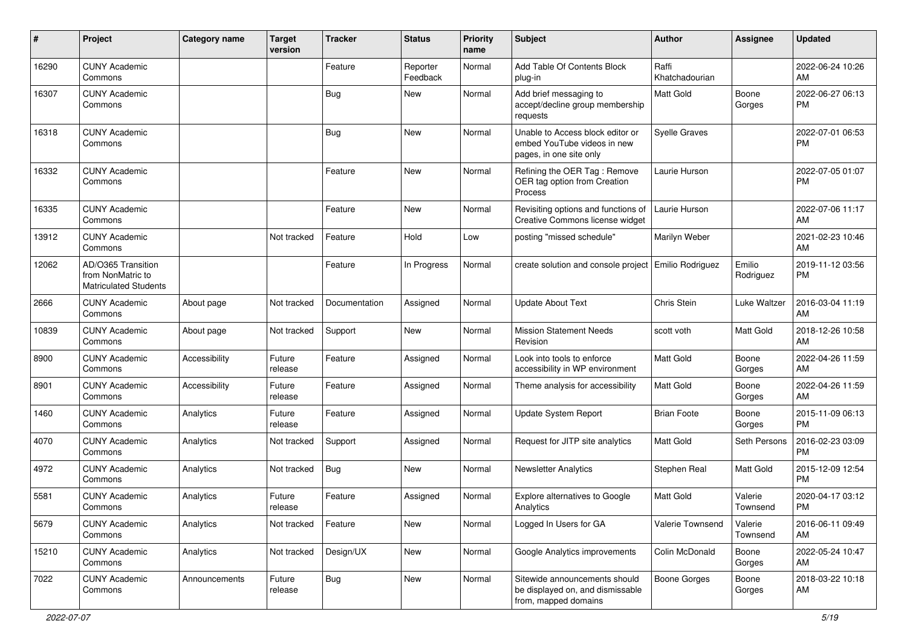| # | Project | Category name | Target version | Tracker | Status | Priority name | Subject | Author | Assignee | Updated |
|---|---|---|---|---|---|---|---|---|---|---|
| 16290 | CUNY Academic Commons | | | Feature | Reporter Feedback | Normal | Add Table Of Contents Block plug-in | Raffi Khatchadourian | | 2022-06-24 10:26 AM |
| 16307 | CUNY Academic Commons | | | Bug | New | Normal | Add brief messaging to accept/decline group membership requests | Matt Gold | Boone Gorges | 2022-06-27 06:13 PM |
| 16318 | CUNY Academic Commons | | | Bug | New | Normal | Unable to Access block editor or embed YouTube videos in new pages, in one site only | Syelle Graves | | 2022-07-01 06:53 PM |
| 16332 | CUNY Academic Commons | | | Feature | New | Normal | Refining the OER Tag : Remove OER tag option from Creation Process | Laurie Hurson | | 2022-07-05 01:07 PM |
| 16335 | CUNY Academic Commons | | | Feature | New | Normal | Revisiting options and functions of Creative Commons license widget | Laurie Hurson | | 2022-07-06 11:17 AM |
| 13912 | CUNY Academic Commons | | Not tracked | Feature | Hold | Low | posting "missed schedule" | Marilyn Weber | | 2021-02-23 10:46 AM |
| 12062 | AD/O365 Transition from NonMatric to Matriculated Students | | | Feature | In Progress | Normal | create solution and console project | Emilio Rodriguez | Emilio Rodriguez | 2019-11-12 03:56 PM |
| 2666 | CUNY Academic Commons | About page | Not tracked | Documentation | Assigned | Normal | Update About Text | Chris Stein | Luke Waltzer | 2016-03-04 11:19 AM |
| 10839 | CUNY Academic Commons | About page | Not tracked | Support | New | Normal | Mission Statement Needs Revision | scott voth | Matt Gold | 2018-12-26 10:58 AM |
| 8900 | CUNY Academic Commons | Accessibility | Future release | Feature | Assigned | Normal | Look into tools to enforce accessibility in WP environment | Matt Gold | Boone Gorges | 2022-04-26 11:59 AM |
| 8901 | CUNY Academic Commons | Accessibility | Future release | Feature | Assigned | Normal | Theme analysis for accessibility | Matt Gold | Boone Gorges | 2022-04-26 11:59 AM |
| 1460 | CUNY Academic Commons | Analytics | Future release | Feature | Assigned | Normal | Update System Report | Brian Foote | Boone Gorges | 2015-11-09 06:13 PM |
| 4070 | CUNY Academic Commons | Analytics | Not tracked | Support | Assigned | Normal | Request for JITP site analytics | Matt Gold | Seth Persons | 2016-02-23 03:09 PM |
| 4972 | CUNY Academic Commons | Analytics | Not tracked | Bug | New | Normal | Newsletter Analytics | Stephen Real | Matt Gold | 2015-12-09 12:54 PM |
| 5581 | CUNY Academic Commons | Analytics | Future release | Feature | Assigned | Normal | Explore alternatives to Google Analytics | Matt Gold | Valerie Townsend | 2020-04-17 03:12 PM |
| 5679 | CUNY Academic Commons | Analytics | Not tracked | Feature | New | Normal | Logged In Users for GA | Valerie Townsend | Valerie Townsend | 2016-06-11 09:49 AM |
| 15210 | CUNY Academic Commons | Analytics | Not tracked | Design/UX | New | Normal | Google Analytics improvements | Colin McDonald | Boone Gorges | 2022-05-24 10:47 AM |
| 7022 | CUNY Academic Commons | Announcements | Future release | Bug | New | Normal | Sitewide announcements should be displayed on, and dismissable from, mapped domains | Boone Gorges | Boone Gorges | 2018-03-22 10:18 AM |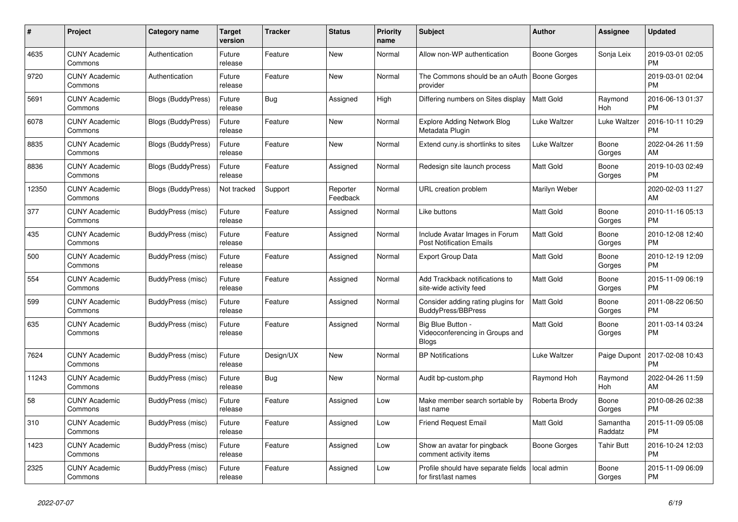| # | Project | Category name | Target version | Tracker | Status | Priority name | Subject | Author | Assignee | Updated |
|---|---|---|---|---|---|---|---|---|---|---|
| 4635 | CUNY Academic Commons | Authentication | Future release | Feature | New | Normal | Allow non-WP authentication | Boone Gorges | Sonja Leix | 2019-03-01 02:05 PM |
| 9720 | CUNY Academic Commons | Authentication | Future release | Feature | New | Normal | The Commons should be an oAuth provider | Boone Gorges | | 2019-03-01 02:04 PM |
| 5691 | CUNY Academic Commons | Blogs (BuddyPress) | Future release | Bug | Assigned | High | Differing numbers on Sites display | Matt Gold | Raymond Hoh | 2016-06-13 01:37 PM |
| 6078 | CUNY Academic Commons | Blogs (BuddyPress) | Future release | Feature | New | Normal | Explore Adding Network Blog Metadata Plugin | Luke Waltzer | Luke Waltzer | 2016-10-11 10:29 PM |
| 8835 | CUNY Academic Commons | Blogs (BuddyPress) | Future release | Feature | New | Normal | Extend cuny.is shortlinks to sites | Luke Waltzer | Boone Gorges | 2022-04-26 11:59 AM |
| 8836 | CUNY Academic Commons | Blogs (BuddyPress) | Future release | Feature | Assigned | Normal | Redesign site launch process | Matt Gold | Boone Gorges | 2019-10-03 02:49 PM |
| 12350 | CUNY Academic Commons | Blogs (BuddyPress) | Not tracked | Support | Reporter Feedback | Normal | URL creation problem | Marilyn Weber | | 2020-02-03 11:27 AM |
| 377 | CUNY Academic Commons | BuddyPress (misc) | Future release | Feature | Assigned | Normal | Like buttons | Matt Gold | Boone Gorges | 2010-11-16 05:13 PM |
| 435 | CUNY Academic Commons | BuddyPress (misc) | Future release | Feature | Assigned | Normal | Include Avatar Images in Forum Post Notification Emails | Matt Gold | Boone Gorges | 2010-12-08 12:40 PM |
| 500 | CUNY Academic Commons | BuddyPress (misc) | Future release | Feature | Assigned | Normal | Export Group Data | Matt Gold | Boone Gorges | 2010-12-19 12:09 PM |
| 554 | CUNY Academic Commons | BuddyPress (misc) | Future release | Feature | Assigned | Normal | Add Trackback notifications to site-wide activity feed | Matt Gold | Boone Gorges | 2015-11-09 06:19 PM |
| 599 | CUNY Academic Commons | BuddyPress (misc) | Future release | Feature | Assigned | Normal | Consider adding rating plugins for BuddyPress/BBPress | Matt Gold | Boone Gorges | 2011-08-22 06:50 PM |
| 635 | CUNY Academic Commons | BuddyPress (misc) | Future release | Feature | Assigned | Normal | Big Blue Button - Videoconferencing in Groups and Blogs | Matt Gold | Boone Gorges | 2011-03-14 03:24 PM |
| 7624 | CUNY Academic Commons | BuddyPress (misc) | Future release | Design/UX | New | Normal | BP Notifications | Luke Waltzer | Paige Dupont | 2017-02-08 10:43 PM |
| 11243 | CUNY Academic Commons | BuddyPress (misc) | Future release | Bug | New | Normal | Audit bp-custom.php | Raymond Hoh | Raymond Hoh | 2022-04-26 11:59 AM |
| 58 | CUNY Academic Commons | BuddyPress (misc) | Future release | Feature | Assigned | Low | Make member search sortable by last name | Roberta Brody | Boone Gorges | 2010-08-26 02:38 PM |
| 310 | CUNY Academic Commons | BuddyPress (misc) | Future release | Feature | Assigned | Low | Friend Request Email | Matt Gold | Samantha Raddatz | 2015-11-09 05:08 PM |
| 1423 | CUNY Academic Commons | BuddyPress (misc) | Future release | Feature | Assigned | Low | Show an avatar for pingback comment activity items | Boone Gorges | Tahir Butt | 2016-10-24 12:03 PM |
| 2325 | CUNY Academic Commons | BuddyPress (misc) | Future release | Feature | Assigned | Low | Profile should have separate fields for first/last names | local admin | Boone Gorges | 2015-11-09 06:09 PM |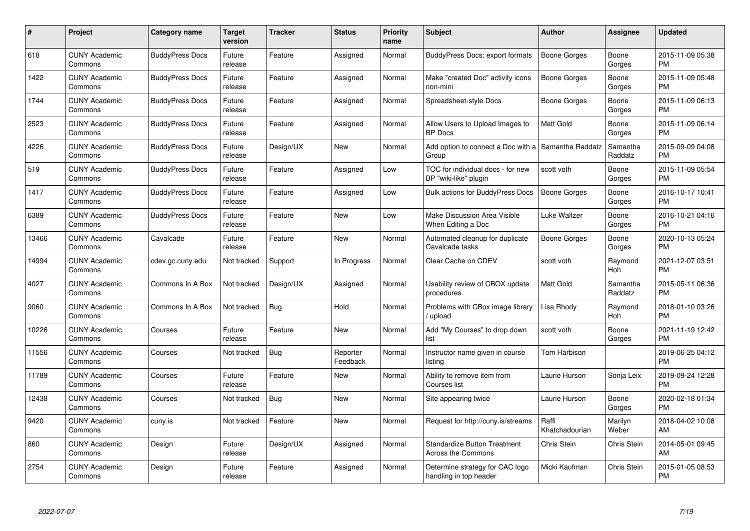| # | Project | Category name | Target version | Tracker | Status | Priority name | Subject | Author | Assignee | Updated |
|---|---|---|---|---|---|---|---|---|---|---|
| 618 | CUNY Academic Commons | BuddyPress Docs | Future release | Feature | Assigned | Normal | BuddyPress Docs: export formats | Boone Gorges | Boone Gorges | 2015-11-09 05:38 PM |
| 1422 | CUNY Academic Commons | BuddyPress Docs | Future release | Feature | Assigned | Normal | Make "created Doc" activity icons non-mini | Boone Gorges | Boone Gorges | 2015-11-09 05:48 PM |
| 1744 | CUNY Academic Commons | BuddyPress Docs | Future release | Feature | Assigned | Normal | Spreadsheet-style Docs | Boone Gorges | Boone Gorges | 2015-11-09 06:13 PM |
| 2523 | CUNY Academic Commons | BuddyPress Docs | Future release | Feature | Assigned | Normal | Allow Users to Upload Images to BP Docs | Matt Gold | Boone Gorges | 2015-11-09 06:14 PM |
| 4226 | CUNY Academic Commons | BuddyPress Docs | Future release | Design/UX | New | Normal | Add option to connect a Doc with a Group | Samantha Raddatz | Samantha Raddatz | 2015-09-09 04:08 PM |
| 519 | CUNY Academic Commons | BuddyPress Docs | Future release | Feature | Assigned | Low | TOC for individual docs - for new BP "wiki-like" plugin | scott voth | Boone Gorges | 2015-11-09 05:54 PM |
| 1417 | CUNY Academic Commons | BuddyPress Docs | Future release | Feature | Assigned | Low | Bulk actions for BuddyPress Docs | Boone Gorges | Boone Gorges | 2016-10-17 10:41 PM |
| 6389 | CUNY Academic Commons | BuddyPress Docs | Future release | Feature | New | Low | Make Discussion Area Visible When Editing a Doc | Luke Waltzer | Boone Gorges | 2016-10-21 04:16 PM |
| 13466 | CUNY Academic Commons | Cavalcade | Future release | Feature | New | Normal | Automated cleanup for duplicate Cavalcade tasks | Boone Gorges | Boone Gorges | 2020-10-13 05:24 PM |
| 14994 | CUNY Academic Commons | cdev.gc.cuny.edu | Not tracked | Support | In Progress | Normal | Clear Cache on CDEV | scott voth | Raymond Hoh | 2021-12-07 03:51 PM |
| 4027 | CUNY Academic Commons | Commons In A Box | Not tracked | Design/UX | Assigned | Normal | Usability review of CBOX update procedures | Matt Gold | Samantha Raddatz | 2015-05-11 06:36 PM |
| 9060 | CUNY Academic Commons | Commons In A Box | Not tracked | Bug | Hold | Normal | Problems with CBox image library / upload | Lisa Rhody | Raymond Hoh | 2018-01-10 03:26 PM |
| 10226 | CUNY Academic Commons | Courses | Future release | Feature | New | Normal | Add "My Courses" to drop down list | scott voth | Boone Gorges | 2021-11-19 12:42 PM |
| 11556 | CUNY Academic Commons | Courses | Not tracked | Bug | Reporter Feedback | Normal | Instructor name given in course listing | Tom Harbison | | 2019-06-25 04:12 PM |
| 11789 | CUNY Academic Commons | Courses | Future release | Feature | New | Normal | Ability to remove item from Courses list | Laurie Hurson | Sonja Leix | 2019-09-24 12:28 PM |
| 12438 | CUNY Academic Commons | Courses | Not tracked | Bug | New | Normal | Site appearing twice | Laurie Hurson | Boone Gorges | 2020-02-18 01:34 PM |
| 9420 | CUNY Academic Commons | cuny.is | Not tracked | Feature | New | Normal | Request for http://cuny.is/streams | Raffi Khatchadourian | Marilyn Weber | 2018-04-02 10:08 AM |
| 860 | CUNY Academic Commons | Design | Future release | Design/UX | Assigned | Normal | Standardize Button Treatment Across the Commons | Chris Stein | Chris Stein | 2014-05-01 09:45 AM |
| 2754 | CUNY Academic Commons | Design | Future release | Feature | Assigned | Normal | Determine strategy for CAC logo handling in top header | Micki Kaufman | Chris Stein | 2015-01-05 08:53 PM |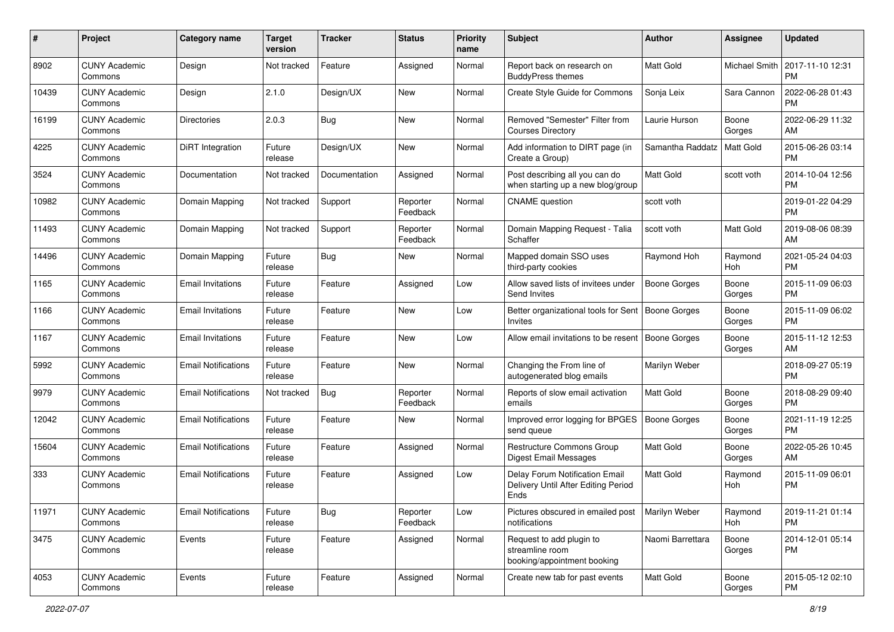| # | Project | Category name | Target version | Tracker | Status | Priority name | Subject | Author | Assignee | Updated |
|---|---|---|---|---|---|---|---|---|---|---|
| 8902 | CUNY Academic Commons | Design | Not tracked | Feature | Assigned | Normal | Report back on research on BuddyPress themes | Matt Gold | Michael Smith | 2017-11-10 12:31 PM |
| 10439 | CUNY Academic Commons | Design | 2.1.0 | Design/UX | New | Normal | Create Style Guide for Commons | Sonja Leix | Sara Cannon | 2022-06-28 01:43 PM |
| 16199 | CUNY Academic Commons | Directories | 2.0.3 | Bug | New | Normal | Removed "Semester" Filter from Courses Directory | Laurie Hurson | Boone Gorges | 2022-06-29 11:32 AM |
| 4225 | CUNY Academic Commons | DiRT Integration | Future release | Design/UX | New | Normal | Add information to DIRT page (in Create a Group) | Samantha Raddatz | Matt Gold | 2015-06-26 03:14 PM |
| 3524 | CUNY Academic Commons | Documentation | Not tracked | Documentation | Assigned | Normal | Post describing all you can do when starting up a new blog/group | Matt Gold | scott voth | 2014-10-04 12:56 PM |
| 10982 | CUNY Academic Commons | Domain Mapping | Not tracked | Support | Reporter Feedback | Normal | CNAME question | scott voth | | 2019-01-22 04:29 PM |
| 11493 | CUNY Academic Commons | Domain Mapping | Not tracked | Support | Reporter Feedback | Normal | Domain Mapping Request - Talia Schaffer | scott voth | Matt Gold | 2019-08-06 08:39 AM |
| 14496 | CUNY Academic Commons | Domain Mapping | Future release | Bug | New | Normal | Mapped domain SSO uses third-party cookies | Raymond Hoh | Raymond Hoh | 2021-05-24 04:03 PM |
| 1165 | CUNY Academic Commons | Email Invitations | Future release | Feature | Assigned | Low | Allow saved lists of invitees under Send Invites | Boone Gorges | Boone Gorges | 2015-11-09 06:03 PM |
| 1166 | CUNY Academic Commons | Email Invitations | Future release | Feature | New | Low | Better organizational tools for Sent Invites | Boone Gorges | Boone Gorges | 2015-11-09 06:02 PM |
| 1167 | CUNY Academic Commons | Email Invitations | Future release | Feature | New | Low | Allow email invitations to be resent | Boone Gorges | Boone Gorges | 2015-11-12 12:53 AM |
| 5992 | CUNY Academic Commons | Email Notifications | Future release | Feature | New | Normal | Changing the From line of autogenerated blog emails | Marilyn Weber | | 2018-09-27 05:19 PM |
| 9979 | CUNY Academic Commons | Email Notifications | Not tracked | Bug | Reporter Feedback | Normal | Reports of slow email activation emails | Matt Gold | Boone Gorges | 2018-08-29 09:40 PM |
| 12042 | CUNY Academic Commons | Email Notifications | Future release | Feature | New | Normal | Improved error logging for BPGES send queue | Boone Gorges | Boone Gorges | 2021-11-19 12:25 PM |
| 15604 | CUNY Academic Commons | Email Notifications | Future release | Feature | Assigned | Normal | Restructure Commons Group Digest Email Messages | Matt Gold | Boone Gorges | 2022-05-26 10:45 AM |
| 333 | CUNY Academic Commons | Email Notifications | Future release | Feature | Assigned | Low | Delay Forum Notification Email Delivery Until After Editing Period Ends | Matt Gold | Raymond Hoh | 2015-11-09 06:01 PM |
| 11971 | CUNY Academic Commons | Email Notifications | Future release | Bug | Reporter Feedback | Low | Pictures obscured in emailed post notifications | Marilyn Weber | Raymond Hoh | 2019-11-21 01:14 PM |
| 3475 | CUNY Academic Commons | Events | Future release | Feature | Assigned | Normal | Request to add plugin to streamline room booking/appointment booking | Naomi Barrettara | Boone Gorges | 2014-12-01 05:14 PM |
| 4053 | CUNY Academic Commons | Events | Future release | Feature | Assigned | Normal | Create new tab for past events | Matt Gold | Boone Gorges | 2015-05-12 02:10 PM |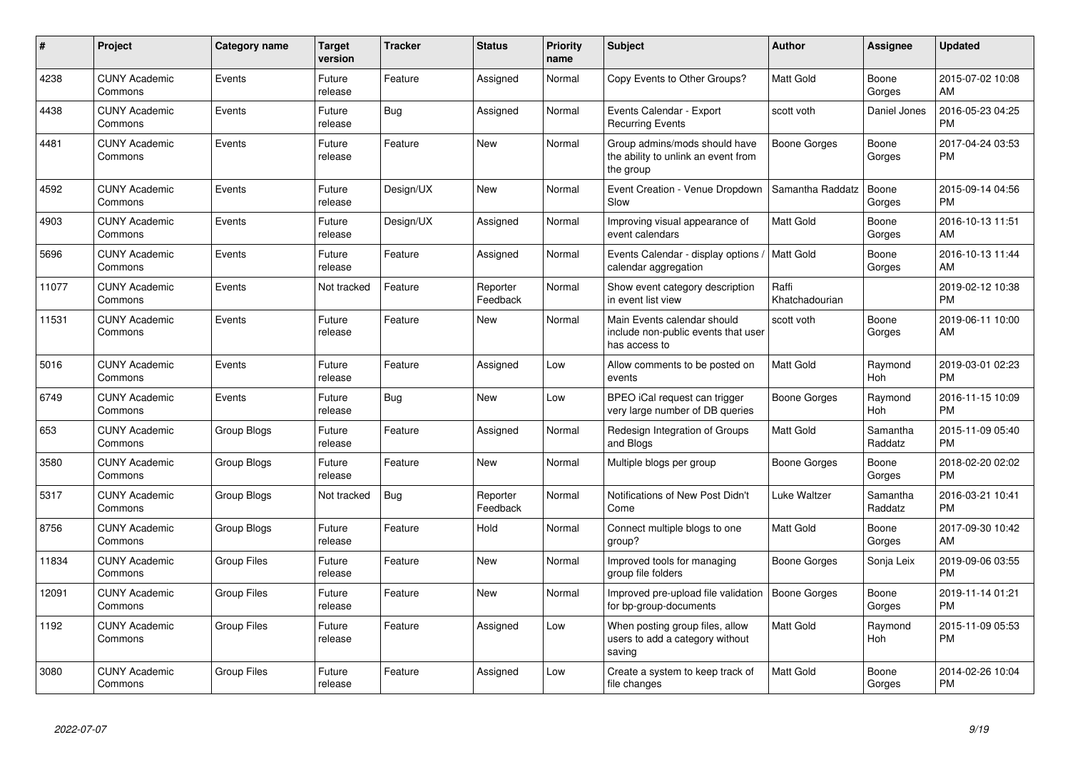| # | Project | Category name | Target version | Tracker | Status | Priority name | Subject | Author | Assignee | Updated |
|---|---|---|---|---|---|---|---|---|---|---|
| 4238 | CUNY Academic Commons | Events | Future release | Feature | Assigned | Normal | Copy Events to Other Groups? | Matt Gold | Boone Gorges | 2015-07-02 10:08 AM |
| 4438 | CUNY Academic Commons | Events | Future release | Bug | Assigned | Normal | Events Calendar - Export Recurring Events | scott voth | Daniel Jones | 2016-05-23 04:25 PM |
| 4481 | CUNY Academic Commons | Events | Future release | Feature | New | Normal | Group admins/mods should have the ability to unlink an event from the group | Boone Gorges | Boone Gorges | 2017-04-24 03:53 PM |
| 4592 | CUNY Academic Commons | Events | Future release | Design/UX | New | Normal | Event Creation - Venue Dropdown Slow | Samantha Raddatz | Boone Gorges | 2015-09-14 04:56 PM |
| 4903 | CUNY Academic Commons | Events | Future release | Design/UX | Assigned | Normal | Improving visual appearance of event calendars | Matt Gold | Boone Gorges | 2016-10-13 11:51 AM |
| 5696 | CUNY Academic Commons | Events | Future release | Feature | Assigned | Normal | Events Calendar - display options / calendar aggregation | Matt Gold | Boone Gorges | 2016-10-13 11:44 AM |
| 11077 | CUNY Academic Commons | Events | Not tracked | Feature | Reporter Feedback | Normal | Show event category description in event list view | Raffi Khatchadourian | | 2019-02-12 10:38 PM |
| 11531 | CUNY Academic Commons | Events | Future release | Feature | New | Normal | Main Events calendar should include non-public events that user has access to | scott voth | Boone Gorges | 2019-06-11 10:00 AM |
| 5016 | CUNY Academic Commons | Events | Future release | Feature | Assigned | Low | Allow comments to be posted on events | Matt Gold | Raymond Hoh | 2019-03-01 02:23 PM |
| 6749 | CUNY Academic Commons | Events | Future release | Bug | New | Low | BPEO iCal request can trigger very large number of DB queries | Boone Gorges | Raymond Hoh | 2016-11-15 10:09 PM |
| 653 | CUNY Academic Commons | Group Blogs | Future release | Feature | Assigned | Normal | Redesign Integration of Groups and Blogs | Matt Gold | Samantha Raddatz | 2015-11-09 05:40 PM |
| 3580 | CUNY Academic Commons | Group Blogs | Future release | Feature | New | Normal | Multiple blogs per group | Boone Gorges | Boone Gorges | 2018-02-20 02:02 PM |
| 5317 | CUNY Academic Commons | Group Blogs | Not tracked | Bug | Reporter Feedback | Normal | Notifications of New Post Didn't Come | Luke Waltzer | Samantha Raddatz | 2016-03-21 10:41 PM |
| 8756 | CUNY Academic Commons | Group Blogs | Future release | Feature | Hold | Normal | Connect multiple blogs to one group? | Matt Gold | Boone Gorges | 2017-09-30 10:42 AM |
| 11834 | CUNY Academic Commons | Group Files | Future release | Feature | New | Normal | Improved tools for managing group file folders | Boone Gorges | Sonja Leix | 2019-09-06 03:55 PM |
| 12091 | CUNY Academic Commons | Group Files | Future release | Feature | New | Normal | Improved pre-upload file validation for bp-group-documents | Boone Gorges | Boone Gorges | 2019-11-14 01:21 PM |
| 1192 | CUNY Academic Commons | Group Files | Future release | Feature | Assigned | Low | When posting group files, allow users to add a category without saving | Matt Gold | Raymond Hoh | 2015-11-09 05:53 PM |
| 3080 | CUNY Academic Commons | Group Files | Future release | Feature | Assigned | Low | Create a system to keep track of file changes | Matt Gold | Boone Gorges | 2014-02-26 10:04 PM |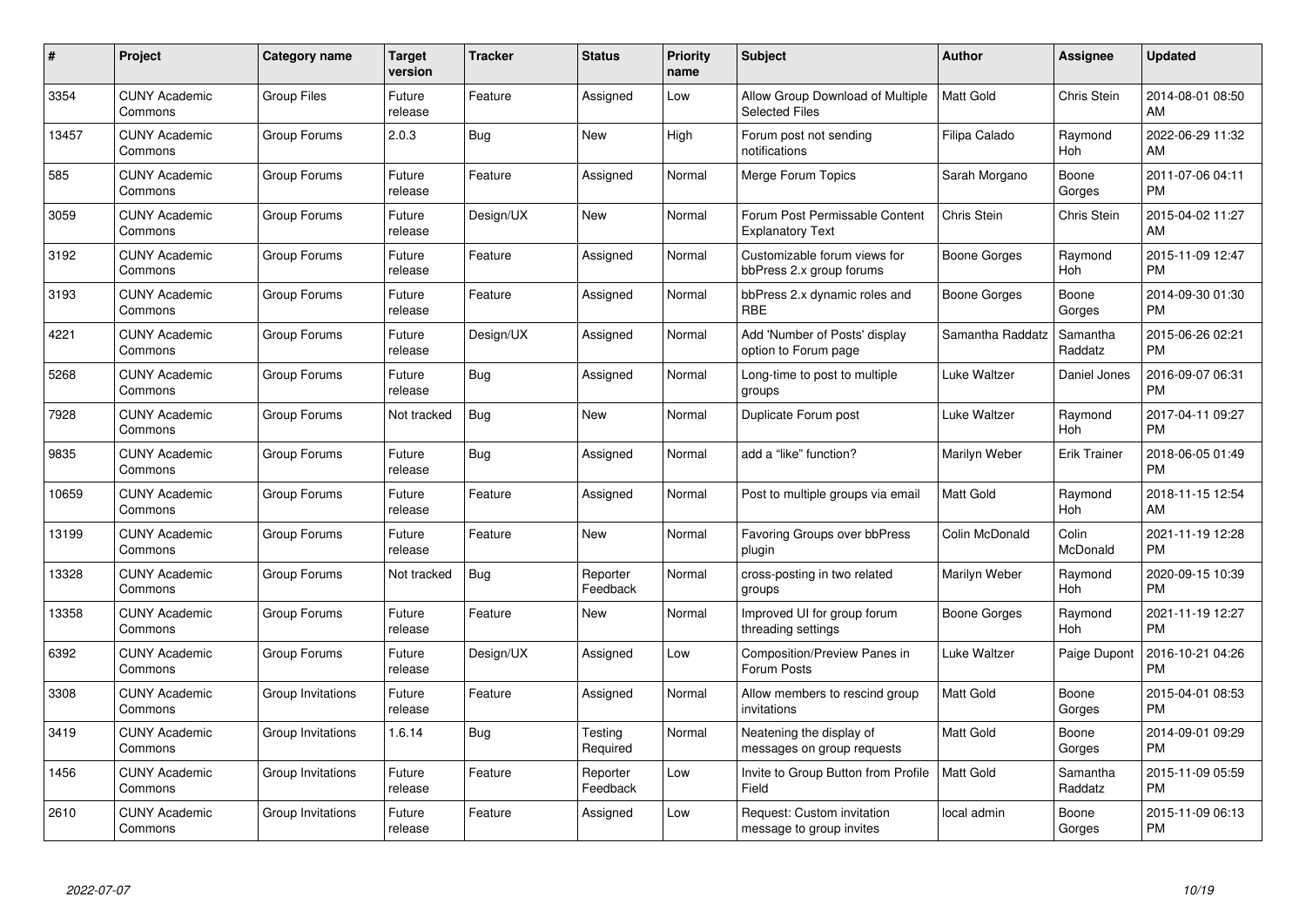| # | Project | Category name | Target version | Tracker | Status | Priority name | Subject | Author | Assignee | Updated |
|---|---|---|---|---|---|---|---|---|---|---|
| 3354 | CUNY Academic Commons | Group Files | Future release | Feature | Assigned | Low | Allow Group Download of Multiple Selected Files | Matt Gold | Chris Stein | 2014-08-01 08:50 AM |
| 13457 | CUNY Academic Commons | Group Forums | 2.0.3 | Bug | New | High | Forum post not sending notifications | Filipa Calado | Raymond Hoh | 2022-06-29 11:32 AM |
| 585 | CUNY Academic Commons | Group Forums | Future release | Feature | Assigned | Normal | Merge Forum Topics | Sarah Morgano | Boone Gorges | 2011-07-06 04:11 PM |
| 3059 | CUNY Academic Commons | Group Forums | Future release | Design/UX | New | Normal | Forum Post Permissable Content Explanatory Text | Chris Stein | Chris Stein | 2015-04-02 11:27 AM |
| 3192 | CUNY Academic Commons | Group Forums | Future release | Feature | Assigned | Normal | Customizable forum views for bbPress 2.x group forums | Boone Gorges | Raymond Hoh | 2015-11-09 12:47 PM |
| 3193 | CUNY Academic Commons | Group Forums | Future release | Feature | Assigned | Normal | bbPress 2.x dynamic roles and RBE | Boone Gorges | Boone Gorges | 2014-09-30 01:30 PM |
| 4221 | CUNY Academic Commons | Group Forums | Future release | Design/UX | Assigned | Normal | Add 'Number of Posts' display option to Forum page | Samantha Raddatz | Samantha Raddatz | 2015-06-26 02:21 PM |
| 5268 | CUNY Academic Commons | Group Forums | Future release | Bug | Assigned | Normal | Long-time to post to multiple groups | Luke Waltzer | Daniel Jones | 2016-09-07 06:31 PM |
| 7928 | CUNY Academic Commons | Group Forums | Not tracked | Bug | New | Normal | Duplicate Forum post | Luke Waltzer | Raymond Hoh | 2017-04-11 09:27 PM |
| 9835 | CUNY Academic Commons | Group Forums | Future release | Bug | Assigned | Normal | add a "like" function? | Marilyn Weber | Erik Trainer | 2018-06-05 01:49 PM |
| 10659 | CUNY Academic Commons | Group Forums | Future release | Feature | Assigned | Normal | Post to multiple groups via email | Matt Gold | Raymond Hoh | 2018-11-15 12:54 AM |
| 13199 | CUNY Academic Commons | Group Forums | Future release | Feature | New | Normal | Favoring Groups over bbPress plugin | Colin McDonald | Colin McDonald | 2021-11-19 12:28 PM |
| 13328 | CUNY Academic Commons | Group Forums | Not tracked | Bug | Reporter Feedback | Normal | cross-posting in two related groups | Marilyn Weber | Raymond Hoh | 2020-09-15 10:39 PM |
| 13358 | CUNY Academic Commons | Group Forums | Future release | Feature | New | Normal | Improved UI for group forum threading settings | Boone Gorges | Raymond Hoh | 2021-11-19 12:27 PM |
| 6392 | CUNY Academic Commons | Group Forums | Future release | Design/UX | Assigned | Low | Composition/Preview Panes in Forum Posts | Luke Waltzer | Paige Dupont | 2016-10-21 04:26 PM |
| 3308 | CUNY Academic Commons | Group Invitations | Future release | Feature | Assigned | Normal | Allow members to rescind group invitations | Matt Gold | Boone Gorges | 2015-04-01 08:53 PM |
| 3419 | CUNY Academic Commons | Group Invitations | 1.6.14 | Bug | Testing Required | Normal | Neatening the display of messages on group requests | Matt Gold | Boone Gorges | 2014-09-01 09:29 PM |
| 1456 | CUNY Academic Commons | Group Invitations | Future release | Feature | Reporter Feedback | Low | Invite to Group Button from Profile Field | Matt Gold | Samantha Raddatz | 2015-11-09 05:59 PM |
| 2610 | CUNY Academic Commons | Group Invitations | Future release | Feature | Assigned | Low | Request: Custom invitation message to group invites | local admin | Boone Gorges | 2015-11-09 06:13 PM |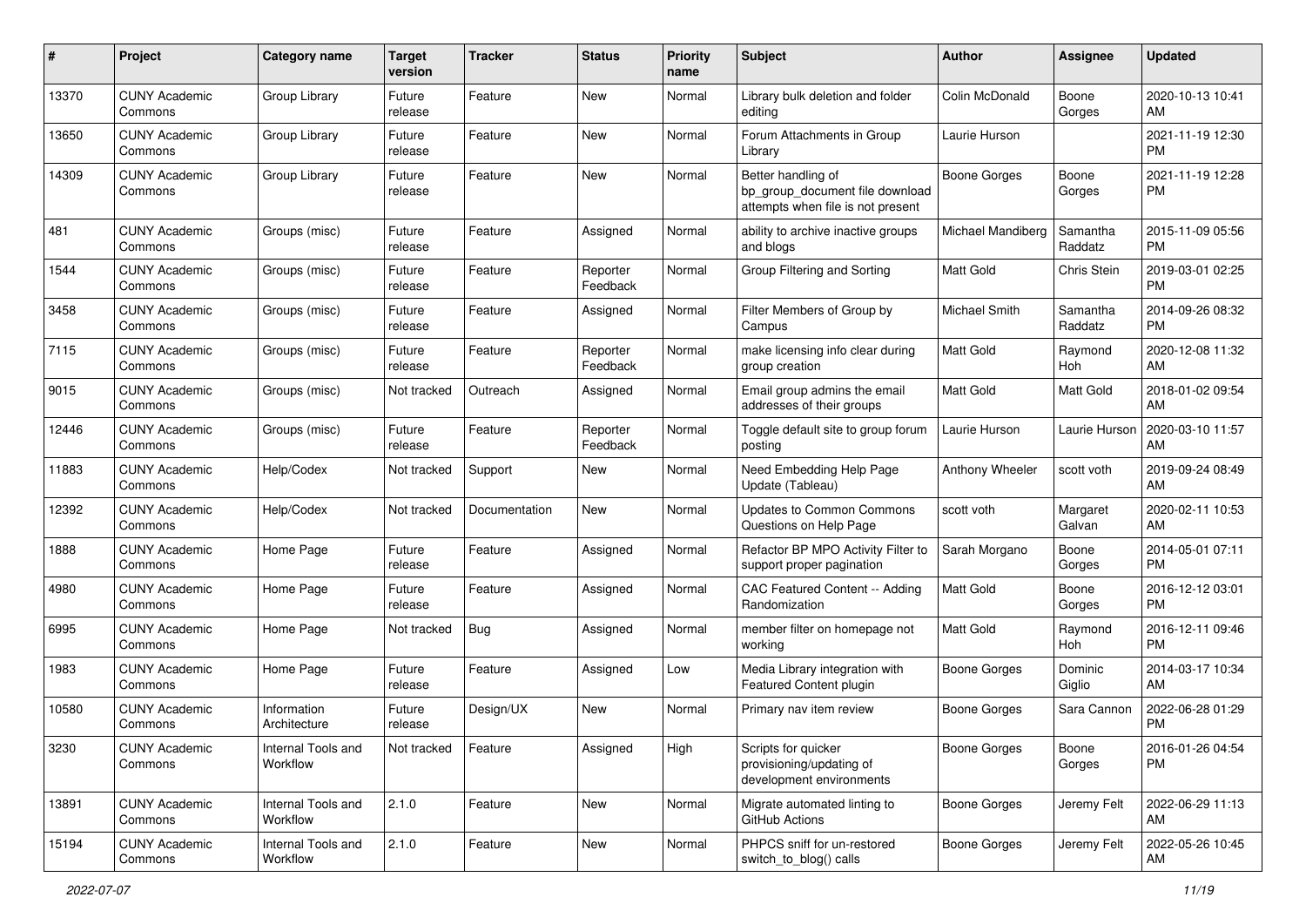| # | Project | Category name | Target version | Tracker | Status | Priority name | Subject | Author | Assignee | Updated |
|---|---|---|---|---|---|---|---|---|---|---|
| 13370 | CUNY Academic Commons | Group Library | Future release | Feature | New | Normal | Library bulk deletion and folder editing | Colin McDonald | Boone Gorges | 2020-10-13 10:41 AM |
| 13650 | CUNY Academic Commons | Group Library | Future release | Feature | New | Normal | Forum Attachments in Group Library | Laurie Hurson | | 2021-11-19 12:30 PM |
| 14309 | CUNY Academic Commons | Group Library | Future release | Feature | New | Normal | Better handling of bp_group_document file download attempts when file is not present | Boone Gorges | Boone Gorges | 2021-11-19 12:28 PM |
| 481 | CUNY Academic Commons | Groups (misc) | Future release | Feature | Assigned | Normal | ability to archive inactive groups and blogs | Michael Mandiberg | Samantha Raddatz | 2015-11-09 05:56 PM |
| 1544 | CUNY Academic Commons | Groups (misc) | Future release | Feature | Reporter Feedback | Normal | Group Filtering and Sorting | Matt Gold | Chris Stein | 2019-03-01 02:25 PM |
| 3458 | CUNY Academic Commons | Groups (misc) | Future release | Feature | Assigned | Normal | Filter Members of Group by Campus | Michael Smith | Samantha Raddatz | 2014-09-26 08:32 PM |
| 7115 | CUNY Academic Commons | Groups (misc) | Future release | Feature | Reporter Feedback | Normal | make licensing info clear during group creation | Matt Gold | Raymond Hoh | 2020-12-08 11:32 AM |
| 9015 | CUNY Academic Commons | Groups (misc) | Not tracked | Outreach | Assigned | Normal | Email group admins the email addresses of their groups | Matt Gold | Matt Gold | 2018-01-02 09:54 AM |
| 12446 | CUNY Academic Commons | Groups (misc) | Future release | Feature | Reporter Feedback | Normal | Toggle default site to group forum posting | Laurie Hurson | Laurie Hurson | 2020-03-10 11:57 AM |
| 11883 | CUNY Academic Commons | Help/Codex | Not tracked | Support | New | Normal | Need Embedding Help Page Update (Tableau) | Anthony Wheeler | scott voth | 2019-09-24 08:49 AM |
| 12392 | CUNY Academic Commons | Help/Codex | Not tracked | Documentation | New | Normal | Updates to Common Commons Questions on Help Page | scott voth | Margaret Galvan | 2020-02-11 10:53 AM |
| 1888 | CUNY Academic Commons | Home Page | Future release | Feature | Assigned | Normal | Refactor BP MPO Activity Filter to support proper pagination | Sarah Morgano | Boone Gorges | 2014-05-01 07:11 PM |
| 4980 | CUNY Academic Commons | Home Page | Future release | Feature | Assigned | Normal | CAC Featured Content -- Adding Randomization | Matt Gold | Boone Gorges | 2016-12-12 03:01 PM |
| 6995 | CUNY Academic Commons | Home Page | Not tracked | Bug | Assigned | Normal | member filter on homepage not working | Matt Gold | Raymond Hoh | 2016-12-11 09:46 PM |
| 1983 | CUNY Academic Commons | Home Page | Future release | Feature | Assigned | Low | Media Library integration with Featured Content plugin | Boone Gorges | Dominic Giglio | 2014-03-17 10:34 AM |
| 10580 | CUNY Academic Commons | Information Architecture | Future release | Design/UX | New | Normal | Primary nav item review | Boone Gorges | Sara Cannon | 2022-06-28 01:29 PM |
| 3230 | CUNY Academic Commons | Internal Tools and Workflow | Not tracked | Feature | Assigned | High | Scripts for quicker provisioning/updating of development environments | Boone Gorges | Boone Gorges | 2016-01-26 04:54 PM |
| 13891 | CUNY Academic Commons | Internal Tools and Workflow | 2.1.0 | Feature | New | Normal | Migrate automated linting to GitHub Actions | Boone Gorges | Jeremy Felt | 2022-06-29 11:13 AM |
| 15194 | CUNY Academic Commons | Internal Tools and Workflow | 2.1.0 | Feature | New | Normal | PHPCS sniff for un-restored switch_to_blog() calls | Boone Gorges | Jeremy Felt | 2022-05-26 10:45 AM |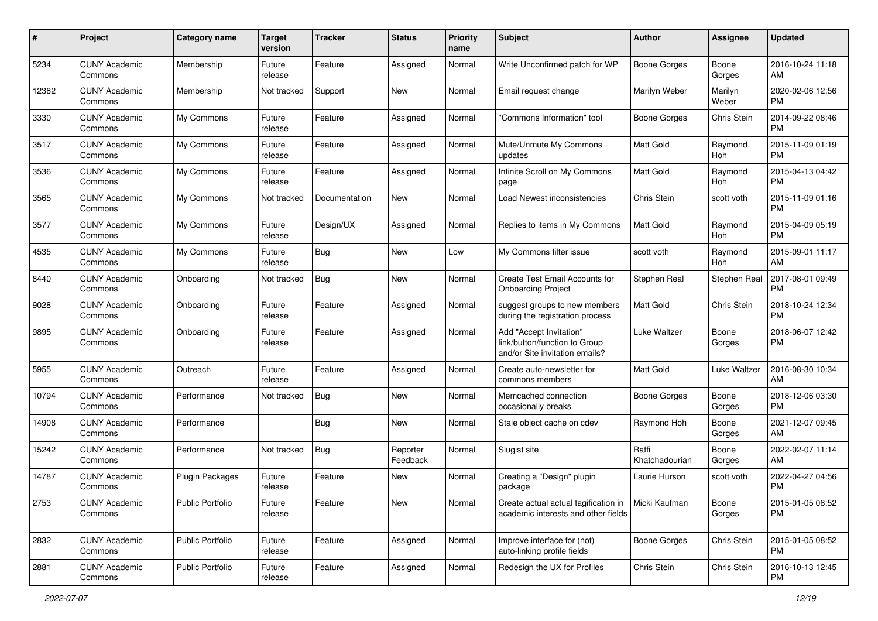| # | Project | Category name | Target version | Tracker | Status | Priority name | Subject | Author | Assignee | Updated |
|---|---|---|---|---|---|---|---|---|---|---|
| 5234 | CUNY Academic Commons | Membership | Future release | Feature | Assigned | Normal | Write Unconfirmed patch for WP | Boone Gorges | Boone Gorges | 2016-10-24 11:18 AM |
| 12382 | CUNY Academic Commons | Membership | Not tracked | Support | New | Normal | Email request change | Marilyn Weber | Marilyn Weber | 2020-02-06 12:56 PM |
| 3330 | CUNY Academic Commons | My Commons | Future release | Feature | Assigned | Normal | "Commons Information" tool | Boone Gorges | Chris Stein | 2014-09-22 08:46 PM |
| 3517 | CUNY Academic Commons | My Commons | Future release | Feature | Assigned | Normal | Mute/Unmute My Commons updates | Matt Gold | Raymond Hoh | 2015-11-09 01:19 PM |
| 3536 | CUNY Academic Commons | My Commons | Future release | Feature | Assigned | Normal | Infinite Scroll on My Commons page | Matt Gold | Raymond Hoh | 2015-04-13 04:42 PM |
| 3565 | CUNY Academic Commons | My Commons | Not tracked | Documentation | New | Normal | Load Newest inconsistencies | Chris Stein | scott voth | 2015-11-09 01:16 PM |
| 3577 | CUNY Academic Commons | My Commons | Future release | Design/UX | Assigned | Normal | Replies to items in My Commons | Matt Gold | Raymond Hoh | 2015-04-09 05:19 PM |
| 4535 | CUNY Academic Commons | My Commons | Future release | Bug | New | Low | My Commons filter issue | scott voth | Raymond Hoh | 2015-09-01 11:17 AM |
| 8440 | CUNY Academic Commons | Onboarding | Not tracked | Bug | New | Normal | Create Test Email Accounts for Onboarding Project | Stephen Real | Stephen Real | 2017-08-01 09:49 PM |
| 9028 | CUNY Academic Commons | Onboarding | Future release | Feature | Assigned | Normal | suggest groups to new members during the registration process | Matt Gold | Chris Stein | 2018-10-24 12:34 PM |
| 9895 | CUNY Academic Commons | Onboarding | Future release | Feature | Assigned | Normal | Add "Accept Invitation" link/button/function to Group and/or Site invitation emails? | Luke Waltzer | Boone Gorges | 2018-06-07 12:42 PM |
| 5955 | CUNY Academic Commons | Outreach | Future release | Feature | Assigned | Normal | Create auto-newsletter for commons members | Matt Gold | Luke Waltzer | 2016-08-30 10:34 AM |
| 10794 | CUNY Academic Commons | Performance | Not tracked | Bug | New | Normal | Memcached connection occasionally breaks | Boone Gorges | Boone Gorges | 2018-12-06 03:30 PM |
| 14908 | CUNY Academic Commons | Performance | | Bug | New | Normal | Stale object cache on cdev | Raymond Hoh | Boone Gorges | 2021-12-07 09:45 AM |
| 15242 | CUNY Academic Commons | Performance | Not tracked | Bug | Reporter Feedback | Normal | Slugist site | Raffi Khatchadourian | Boone Gorges | 2022-02-07 11:14 AM |
| 14787 | CUNY Academic Commons | Plugin Packages | Future release | Feature | New | Normal | Creating a "Design" plugin package | Laurie Hurson | scott voth | 2022-04-27 04:56 PM |
| 2753 | CUNY Academic Commons | Public Portfolio | Future release | Feature | New | Normal | Create actual actual tagification in academic interests and other fields | Micki Kaufman | Boone Gorges | 2015-01-05 08:52 PM |
| 2832 | CUNY Academic Commons | Public Portfolio | Future release | Feature | Assigned | Normal | Improve interface for (not) auto-linking profile fields | Boone Gorges | Chris Stein | 2015-01-05 08:52 PM |
| 2881 | CUNY Academic Commons | Public Portfolio | Future release | Feature | Assigned | Normal | Redesign the UX for Profiles | Chris Stein | Chris Stein | 2016-10-13 12:45 PM |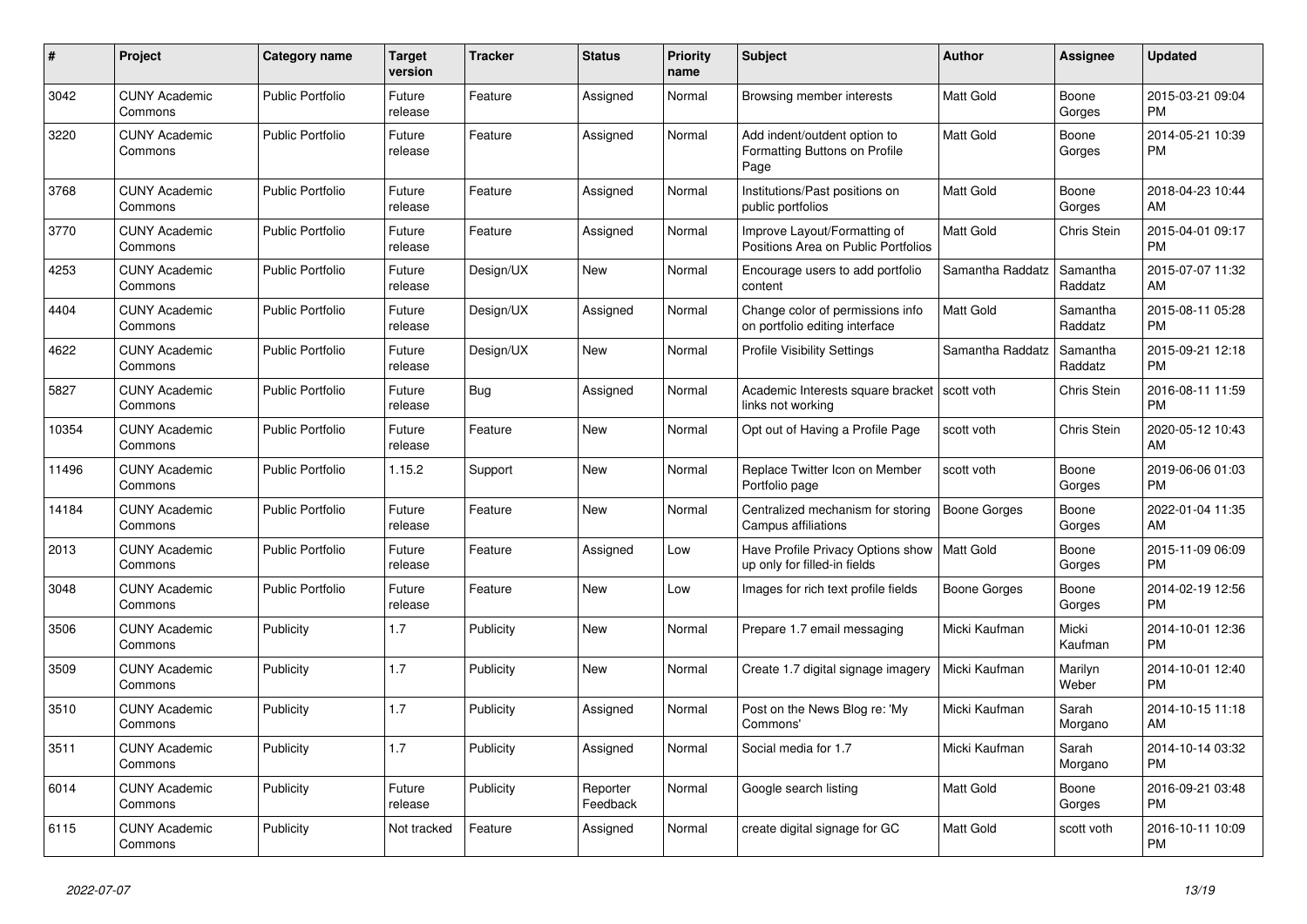| # | Project | Category name | Target version | Tracker | Status | Priority name | Subject | Author | Assignee | Updated |
|---|---|---|---|---|---|---|---|---|---|---|
| 3042 | CUNY Academic Commons | Public Portfolio | Future release | Feature | Assigned | Normal | Browsing member interests | Matt Gold | Boone Gorges | 2015-03-21 09:04 PM |
| 3220 | CUNY Academic Commons | Public Portfolio | Future release | Feature | Assigned | Normal | Add indent/outdent option to Formatting Buttons on Profile Page | Matt Gold | Boone Gorges | 2014-05-21 10:39 PM |
| 3768 | CUNY Academic Commons | Public Portfolio | Future release | Feature | Assigned | Normal | Institutions/Past positions on public portfolios | Matt Gold | Boone Gorges | 2018-04-23 10:44 AM |
| 3770 | CUNY Academic Commons | Public Portfolio | Future release | Feature | Assigned | Normal | Improve Layout/Formatting of Positions Area on Public Portfolios | Matt Gold | Chris Stein | 2015-04-01 09:17 PM |
| 4253 | CUNY Academic Commons | Public Portfolio | Future release | Design/UX | New | Normal | Encourage users to add portfolio content | Samantha Raddatz | Samantha Raddatz | 2015-07-07 11:32 AM |
| 4404 | CUNY Academic Commons | Public Portfolio | Future release | Design/UX | Assigned | Normal | Change color of permissions info on portfolio editing interface | Matt Gold | Samantha Raddatz | 2015-08-11 05:28 PM |
| 4622 | CUNY Academic Commons | Public Portfolio | Future release | Design/UX | New | Normal | Profile Visibility Settings | Samantha Raddatz | Samantha Raddatz | 2015-09-21 12:18 PM |
| 5827 | CUNY Academic Commons | Public Portfolio | Future release | Bug | Assigned | Normal | Academic Interests square bracket links not working | scott voth | Chris Stein | 2016-08-11 11:59 PM |
| 10354 | CUNY Academic Commons | Public Portfolio | Future release | Feature | New | Normal | Opt out of Having a Profile Page | scott voth | Chris Stein | 2020-05-12 10:43 AM |
| 11496 | CUNY Academic Commons | Public Portfolio | 1.15.2 | Support | New | Normal | Replace Twitter Icon on Member Portfolio page | scott voth | Boone Gorges | 2019-06-06 01:03 PM |
| 14184 | CUNY Academic Commons | Public Portfolio | Future release | Feature | New | Normal | Centralized mechanism for storing Campus affiliations | Boone Gorges | Boone Gorges | 2022-01-04 11:35 AM |
| 2013 | CUNY Academic Commons | Public Portfolio | Future release | Feature | Assigned | Low | Have Profile Privacy Options show up only for filled-in fields | Matt Gold | Boone Gorges | 2015-11-09 06:09 PM |
| 3048 | CUNY Academic Commons | Public Portfolio | Future release | Feature | New | Low | Images for rich text profile fields | Boone Gorges | Boone Gorges | 2014-02-19 12:56 PM |
| 3506 | CUNY Academic Commons | Publicity | 1.7 | Publicity | New | Normal | Prepare 1.7 email messaging | Micki Kaufman | Micki Kaufman | 2014-10-01 12:36 PM |
| 3509 | CUNY Academic Commons | Publicity | 1.7 | Publicity | New | Normal | Create 1.7 digital signage imagery | Micki Kaufman | Marilyn Weber | 2014-10-01 12:40 PM |
| 3510 | CUNY Academic Commons | Publicity | 1.7 | Publicity | Assigned | Normal | Post on the News Blog re: 'My Commons' | Micki Kaufman | Sarah Morgano | 2014-10-15 11:18 AM |
| 3511 | CUNY Academic Commons | Publicity | 1.7 | Publicity | Assigned | Normal | Social media for 1.7 | Micki Kaufman | Sarah Morgano | 2014-10-14 03:32 PM |
| 6014 | CUNY Academic Commons | Publicity | Future release | Publicity | Reporter Feedback | Normal | Google search listing | Matt Gold | Boone Gorges | 2016-09-21 03:48 PM |
| 6115 | CUNY Academic Commons | Publicity | Not tracked | Feature | Assigned | Normal | create digital signage for GC | Matt Gold | scott voth | 2016-10-11 10:09 PM |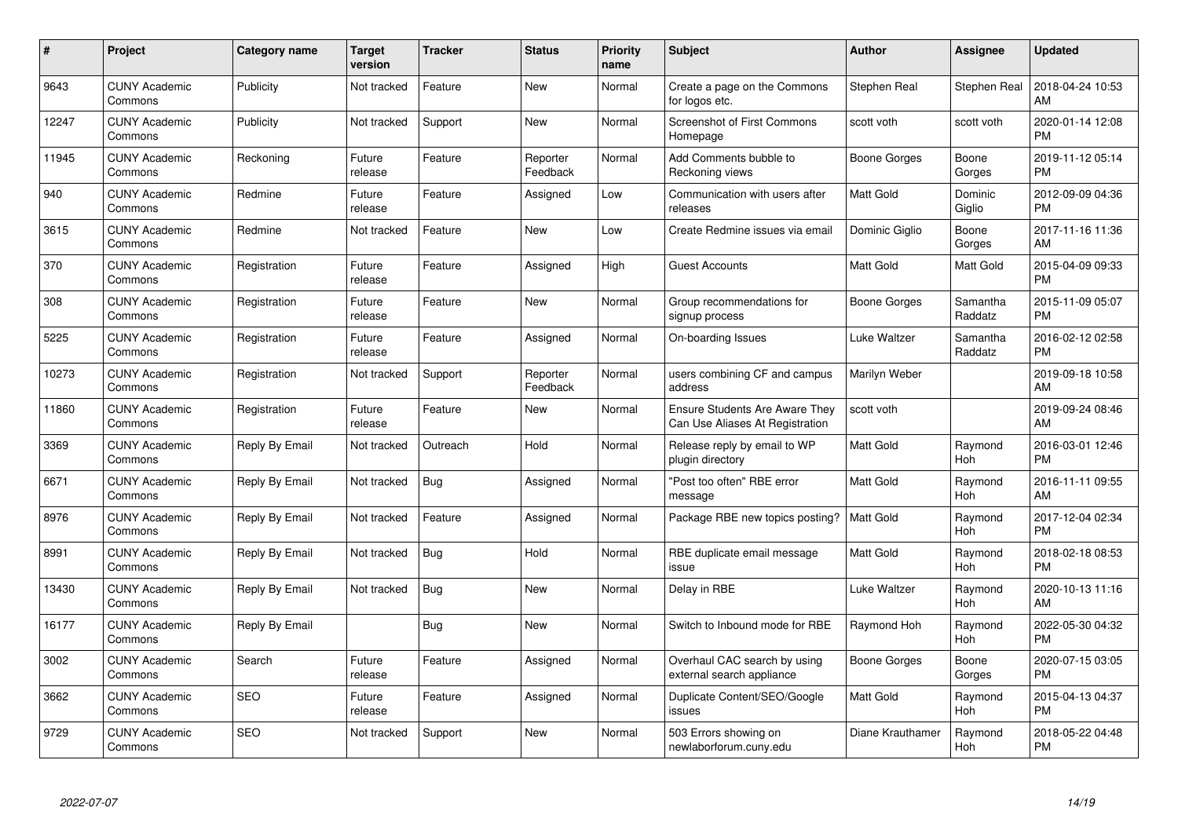| # | Project | Category name | Target version | Tracker | Status | Priority name | Subject | Author | Assignee | Updated |
|---|---|---|---|---|---|---|---|---|---|---|
| 9643 | CUNY Academic Commons | Publicity | Not tracked | Feature | New | Normal | Create a page on the Commons for logos etc. | Stephen Real | Stephen Real | 2018-04-24 10:53 AM |
| 12247 | CUNY Academic Commons | Publicity | Not tracked | Support | New | Normal | Screenshot of First Commons Homepage | scott voth | scott voth | 2020-01-14 12:08 PM |
| 11945 | CUNY Academic Commons | Reckoning | Future release | Feature | Reporter Feedback | Normal | Add Comments bubble to Reckoning views | Boone Gorges | Boone Gorges | 2019-11-12 05:14 PM |
| 940 | CUNY Academic Commons | Redmine | Future release | Feature | Assigned | Low | Communication with users after releases | Matt Gold | Dominic Giglio | 2012-09-09 04:36 PM |
| 3615 | CUNY Academic Commons | Redmine | Not tracked | Feature | New | Low | Create Redmine issues via email | Dominic Giglio | Boone Gorges | 2017-11-16 11:36 AM |
| 370 | CUNY Academic Commons | Registration | Future release | Feature | Assigned | High | Guest Accounts | Matt Gold | Matt Gold | 2015-04-09 09:33 PM |
| 308 | CUNY Academic Commons | Registration | Future release | Feature | New | Normal | Group recommendations for signup process | Boone Gorges | Samantha Raddatz | 2015-11-09 05:07 PM |
| 5225 | CUNY Academic Commons | Registration | Future release | Feature | Assigned | Normal | On-boarding Issues | Luke Waltzer | Samantha Raddatz | 2016-02-12 02:58 PM |
| 10273 | CUNY Academic Commons | Registration | Not tracked | Support | Reporter Feedback | Normal | users combining CF and campus address | Marilyn Weber | | 2019-09-18 10:58 AM |
| 11860 | CUNY Academic Commons | Registration | Future release | Feature | New | Normal | Ensure Students Are Aware They Can Use Aliases At Registration | scott voth | | 2019-09-24 08:46 AM |
| 3369 | CUNY Academic Commons | Reply By Email | Not tracked | Outreach | Hold | Normal | Release reply by email to WP plugin directory | Matt Gold | Raymond Hoh | 2016-03-01 12:46 PM |
| 6671 | CUNY Academic Commons | Reply By Email | Not tracked | Bug | Assigned | Normal | "Post too often" RBE error message | Matt Gold | Raymond Hoh | 2016-11-11 09:55 AM |
| 8976 | CUNY Academic Commons | Reply By Email | Not tracked | Feature | Assigned | Normal | Package RBE new topics posting? | Matt Gold | Raymond Hoh | 2017-12-04 02:34 PM |
| 8991 | CUNY Academic Commons | Reply By Email | Not tracked | Bug | Hold | Normal | RBE duplicate email message issue | Matt Gold | Raymond Hoh | 2018-02-18 08:53 PM |
| 13430 | CUNY Academic Commons | Reply By Email | Not tracked | Bug | New | Normal | Delay in RBE | Luke Waltzer | Raymond Hoh | 2020-10-13 11:16 AM |
| 16177 | CUNY Academic Commons | Reply By Email | | Bug | New | Normal | Switch to Inbound mode for RBE | Raymond Hoh | Raymond Hoh | 2022-05-30 04:32 PM |
| 3002 | CUNY Academic Commons | Search | Future release | Feature | Assigned | Normal | Overhaul CAC search by using external search appliance | Boone Gorges | Boone Gorges | 2020-07-15 03:05 PM |
| 3662 | CUNY Academic Commons | SEO | Future release | Feature | Assigned | Normal | Duplicate Content/SEO/Google issues | Matt Gold | Raymond Hoh | 2015-04-13 04:37 PM |
| 9729 | CUNY Academic Commons | SEO | Not tracked | Support | New | Normal | 503 Errors showing on newlaborforum.cuny.edu | Diane Krauthamer | Raymond Hoh | 2018-05-22 04:48 PM |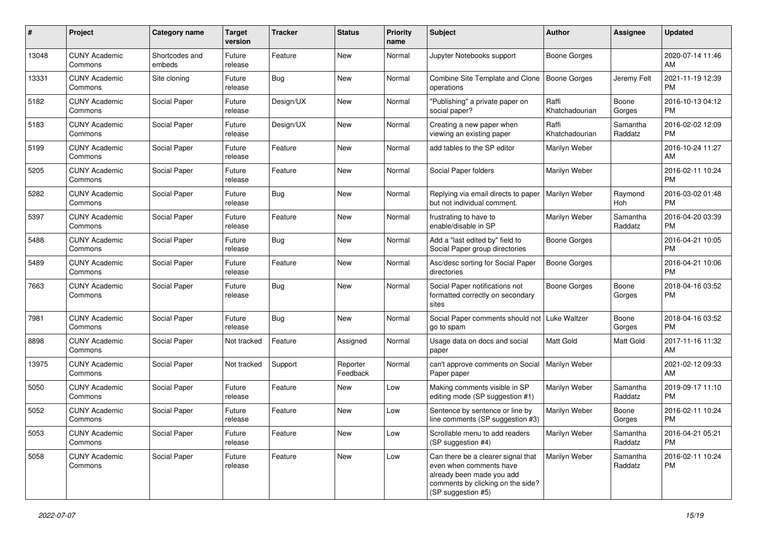| # | Project | Category name | Target version | Tracker | Status | Priority name | Subject | Author | Assignee | Updated |
|---|---|---|---|---|---|---|---|---|---|---|
| 13048 | CUNY Academic Commons | Shortcodes and embeds | Future release | Feature | New | Normal | Jupyter Notebooks support | Boone Gorges | | 2020-07-14 11:46 AM |
| 13331 | CUNY Academic Commons | Site cloning | Future release | Bug | New | Normal | Combine Site Template and Clone operations | Boone Gorges | Jeremy Felt | 2021-11-19 12:39 PM |
| 5182 | CUNY Academic Commons | Social Paper | Future release | Design/UX | New | Normal | "Publishing" a private paper on social paper? | Raffi Khatchadourian | Boone Gorges | 2016-10-13 04:12 PM |
| 5183 | CUNY Academic Commons | Social Paper | Future release | Design/UX | New | Normal | Creating a new paper when viewing an existing paper | Raffi Khatchadourian | Samantha Raddatz | 2016-02-02 12:09 PM |
| 5199 | CUNY Academic Commons | Social Paper | Future release | Feature | New | Normal | add tables to the SP editor | Marilyn Weber | | 2016-10-24 11:27 AM |
| 5205 | CUNY Academic Commons | Social Paper | Future release | Feature | New | Normal | Social Paper folders | Marilyn Weber | | 2016-02-11 10:24 PM |
| 5282 | CUNY Academic Commons | Social Paper | Future release | Bug | New | Normal | Replying via email directs to paper but not individual comment. | Marilyn Weber | Raymond Hoh | 2016-03-02 01:48 PM |
| 5397 | CUNY Academic Commons | Social Paper | Future release | Feature | New | Normal | frustrating to have to enable/disable in SP | Marilyn Weber | Samantha Raddatz | 2016-04-20 03:39 PM |
| 5488 | CUNY Academic Commons | Social Paper | Future release | Bug | New | Normal | Add a "last edited by" field to Social Paper group directories | Boone Gorges | | 2016-04-21 10:05 PM |
| 5489 | CUNY Academic Commons | Social Paper | Future release | Feature | New | Normal | Asc/desc sorting for Social Paper directories | Boone Gorges | | 2016-04-21 10:06 PM |
| 7663 | CUNY Academic Commons | Social Paper | Future release | Bug | New | Normal | Social Paper notifications not formatted correctly on secondary sites | Boone Gorges | Boone Gorges | 2018-04-16 03:52 PM |
| 7981 | CUNY Academic Commons | Social Paper | Future release | Bug | New | Normal | Social Paper comments should not go to spam | Luke Waltzer | Boone Gorges | 2018-04-16 03:52 PM |
| 8898 | CUNY Academic Commons | Social Paper | Not tracked | Feature | Assigned | Normal | Usage data on docs and social paper | Matt Gold | Matt Gold | 2017-11-16 11:32 AM |
| 13975 | CUNY Academic Commons | Social Paper | Not tracked | Support | Reporter Feedback | Normal | can't approve comments on Social Paper paper | Marilyn Weber | | 2021-02-12 09:33 AM |
| 5050 | CUNY Academic Commons | Social Paper | Future release | Feature | New | Low | Making comments visible in SP editing mode (SP suggestion #1) | Marilyn Weber | Samantha Raddatz | 2019-09-17 11:10 PM |
| 5052 | CUNY Academic Commons | Social Paper | Future release | Feature | New | Low | Sentence by sentence or line by line comments (SP suggestion #3) | Marilyn Weber | Boone Gorges | 2016-02-11 10:24 PM |
| 5053 | CUNY Academic Commons | Social Paper | Future release | Feature | New | Low | Scrollable menu to add readers (SP suggestion #4) | Marilyn Weber | Samantha Raddatz | 2016-04-21 05:21 PM |
| 5058 | CUNY Academic Commons | Social Paper | Future release | Feature | New | Low | Can there be a clearer signal that even when comments have already been made you add comments by clicking on the side? (SP suggestion #5) | Marilyn Weber | Samantha Raddatz | 2016-02-11 10:24 PM |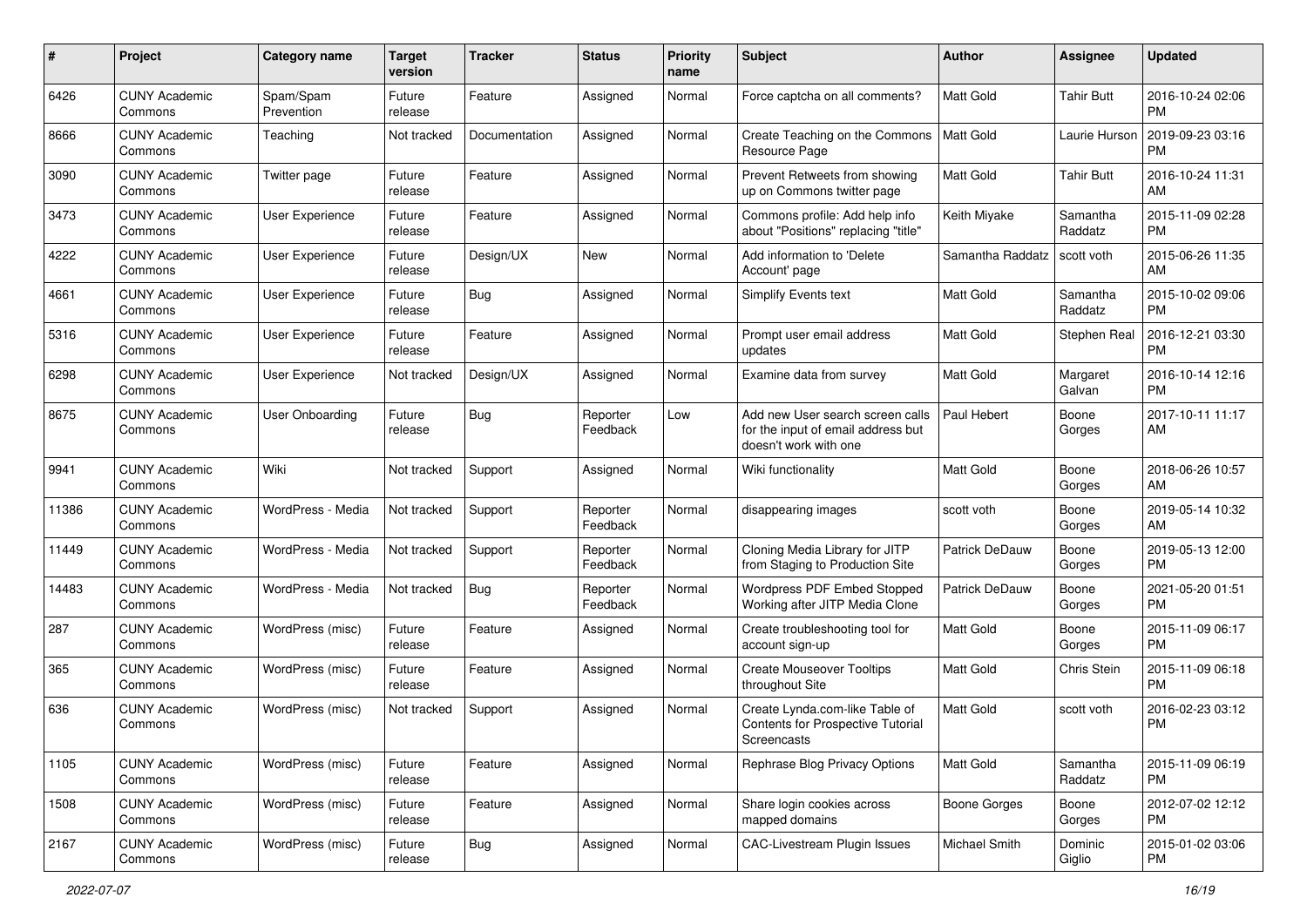| # | Project | Category name | Target version | Tracker | Status | Priority name | Subject | Author | Assignee | Updated |
|---|---|---|---|---|---|---|---|---|---|---|
| 6426 | CUNY Academic Commons | Spam/Spam Prevention | Future release | Feature | Assigned | Normal | Force captcha on all comments? | Matt Gold | Tahir Butt | 2016-10-24 02:06 PM |
| 8666 | CUNY Academic Commons | Teaching | Not tracked | Documentation | Assigned | Normal | Create Teaching on the Commons Resource Page | Matt Gold | Laurie Hurson | 2019-09-23 03:16 PM |
| 3090 | CUNY Academic Commons | Twitter page | Future release | Feature | Assigned | Normal | Prevent Retweets from showing up on Commons twitter page | Matt Gold | Tahir Butt | 2016-10-24 11:31 AM |
| 3473 | CUNY Academic Commons | User Experience | Future release | Feature | Assigned | Normal | Commons profile: Add help info about "Positions" replacing "title" | Keith Miyake | Samantha Raddatz | 2015-11-09 02:28 PM |
| 4222 | CUNY Academic Commons | User Experience | Future release | Design/UX | New | Normal | Add information to 'Delete Account' page | Samantha Raddatz | scott voth | 2015-06-26 11:35 AM |
| 4661 | CUNY Academic Commons | User Experience | Future release | Bug | Assigned | Normal | Simplify Events text | Matt Gold | Samantha Raddatz | 2015-10-02 09:06 PM |
| 5316 | CUNY Academic Commons | User Experience | Future release | Feature | Assigned | Normal | Prompt user email address updates | Matt Gold | Stephen Real | 2016-12-21 03:30 PM |
| 6298 | CUNY Academic Commons | User Experience | Not tracked | Design/UX | Assigned | Normal | Examine data from survey | Matt Gold | Margaret Galvan | 2016-10-14 12:16 PM |
| 8675 | CUNY Academic Commons | User Onboarding | Future release | Bug | Reporter Feedback | Low | Add new User search screen calls for the input of email address but doesn't work with one | Paul Hebert | Boone Gorges | 2017-10-11 11:17 AM |
| 9941 | CUNY Academic Commons | Wiki | Not tracked | Support | Assigned | Normal | Wiki functionality | Matt Gold | Boone Gorges | 2018-06-26 10:57 AM |
| 11386 | CUNY Academic Commons | WordPress - Media | Not tracked | Support | Reporter Feedback | Normal | disappearing images | scott voth | Boone Gorges | 2019-05-14 10:32 AM |
| 11449 | CUNY Academic Commons | WordPress - Media | Not tracked | Support | Reporter Feedback | Normal | Cloning Media Library for JITP from Staging to Production Site | Patrick DeDauw | Boone Gorges | 2019-05-13 12:00 PM |
| 14483 | CUNY Academic Commons | WordPress - Media | Not tracked | Bug | Reporter Feedback | Normal | Wordpress PDF Embed Stopped Working after JITP Media Clone | Patrick DeDauw | Boone Gorges | 2021-05-20 01:51 PM |
| 287 | CUNY Academic Commons | WordPress (misc) | Future release | Feature | Assigned | Normal | Create troubleshooting tool for account sign-up | Matt Gold | Boone Gorges | 2015-11-09 06:17 PM |
| 365 | CUNY Academic Commons | WordPress (misc) | Future release | Feature | Assigned | Normal | Create Mouseover Tooltips throughout Site | Matt Gold | Chris Stein | 2015-11-09 06:18 PM |
| 636 | CUNY Academic Commons | WordPress (misc) | Not tracked | Support | Assigned | Normal | Create Lynda.com-like Table of Contents for Prospective Tutorial Screencasts | Matt Gold | scott voth | 2016-02-23 03:12 PM |
| 1105 | CUNY Academic Commons | WordPress (misc) | Future release | Feature | Assigned | Normal | Rephrase Blog Privacy Options | Matt Gold | Samantha Raddatz | 2015-11-09 06:19 PM |
| 1508 | CUNY Academic Commons | WordPress (misc) | Future release | Feature | Assigned | Normal | Share login cookies across mapped domains | Boone Gorges | Boone Gorges | 2012-07-02 12:12 PM |
| 2167 | CUNY Academic Commons | WordPress (misc) | Future release | Bug | Assigned | Normal | CAC-Livestream Plugin Issues | Michael Smith | Dominic Giglio | 2015-01-02 03:06 PM |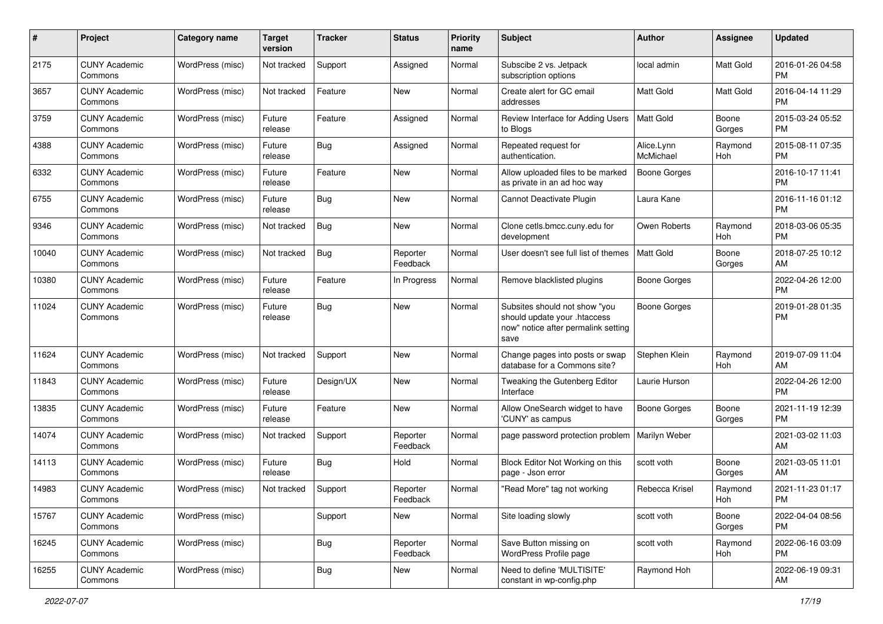| # | Project | Category name | Target version | Tracker | Status | Priority name | Subject | Author | Assignee | Updated |
|---|---|---|---|---|---|---|---|---|---|---|
| 2175 | CUNY Academic Commons | WordPress (misc) | Not tracked | Support | Assigned | Normal | Subscibe 2 vs. Jetpack subscription options | local admin | Matt Gold | 2016-01-26 04:58 PM |
| 3657 | CUNY Academic Commons | WordPress (misc) | Not tracked | Feature | New | Normal | Create alert for GC email addresses | Matt Gold | Matt Gold | 2016-04-14 11:29 PM |
| 3759 | CUNY Academic Commons | WordPress (misc) | Future release | Feature | Assigned | Normal | Review Interface for Adding Users to Blogs | Matt Gold | Boone Gorges | 2015-03-24 05:52 PM |
| 4388 | CUNY Academic Commons | WordPress (misc) | Future release | Bug | Assigned | Normal | Repeated request for authentication. | Alice.Lynn McMichael | Raymond Hoh | 2015-08-11 07:35 PM |
| 6332 | CUNY Academic Commons | WordPress (misc) | Future release | Feature | New | Normal | Allow uploaded files to be marked as private in an ad hoc way | Boone Gorges | | 2016-10-17 11:41 PM |
| 6755 | CUNY Academic Commons | WordPress (misc) | Future release | Bug | New | Normal | Cannot Deactivate Plugin | Laura Kane | | 2016-11-16 01:12 PM |
| 9346 | CUNY Academic Commons | WordPress (misc) | Not tracked | Bug | New | Normal | Clone cetls.bmcc.cuny.edu for development | Owen Roberts | Raymond Hoh | 2018-03-06 05:35 PM |
| 10040 | CUNY Academic Commons | WordPress (misc) | Not tracked | Bug | Reporter Feedback | Normal | User doesn't see full list of themes | Matt Gold | Boone Gorges | 2018-07-25 10:12 AM |
| 10380 | CUNY Academic Commons | WordPress (misc) | Future release | Feature | In Progress | Normal | Remove blacklisted plugins | Boone Gorges | | 2022-04-26 12:00 PM |
| 11024 | CUNY Academic Commons | WordPress (misc) | Future release | Bug | New | Normal | Subsites should not show "you should update your .htaccess now" notice after permalink setting save | Boone Gorges | | 2019-01-28 01:35 PM |
| 11624 | CUNY Academic Commons | WordPress (misc) | Not tracked | Support | New | Normal | Change pages into posts or swap database for a Commons site? | Stephen Klein | Raymond Hoh | 2019-07-09 11:04 AM |
| 11843 | CUNY Academic Commons | WordPress (misc) | Future release | Design/UX | New | Normal | Tweaking the Gutenberg Editor Interface | Laurie Hurson | | 2022-04-26 12:00 PM |
| 13835 | CUNY Academic Commons | WordPress (misc) | Future release | Feature | New | Normal | Allow OneSearch widget to have 'CUNY' as campus | Boone Gorges | Boone Gorges | 2021-11-19 12:39 PM |
| 14074 | CUNY Academic Commons | WordPress (misc) | Not tracked | Support | Reporter Feedback | Normal | page password protection problem | Marilyn Weber | | 2021-03-02 11:03 AM |
| 14113 | CUNY Academic Commons | WordPress (misc) | Future release | Bug | Hold | Normal | Block Editor Not Working on this page - Json error | scott voth | Boone Gorges | 2021-03-05 11:01 AM |
| 14983 | CUNY Academic Commons | WordPress (misc) | Not tracked | Support | Reporter Feedback | Normal | "Read More" tag not working | Rebecca Krisel | Raymond Hoh | 2021-11-23 01:17 PM |
| 15767 | CUNY Academic Commons | WordPress (misc) | | Support | New | Normal | Site loading slowly | scott voth | Boone Gorges | 2022-04-04 08:56 PM |
| 16245 | CUNY Academic Commons | WordPress (misc) | | Bug | Reporter Feedback | Normal | Save Button missing on WordPress Profile page | scott voth | Raymond Hoh | 2022-06-16 03:09 PM |
| 16255 | CUNY Academic Commons | WordPress (misc) | | Bug | New | Normal | Need to define 'MULTISITE' constant in wp-config.php | Raymond Hoh | | 2022-06-19 09:31 AM |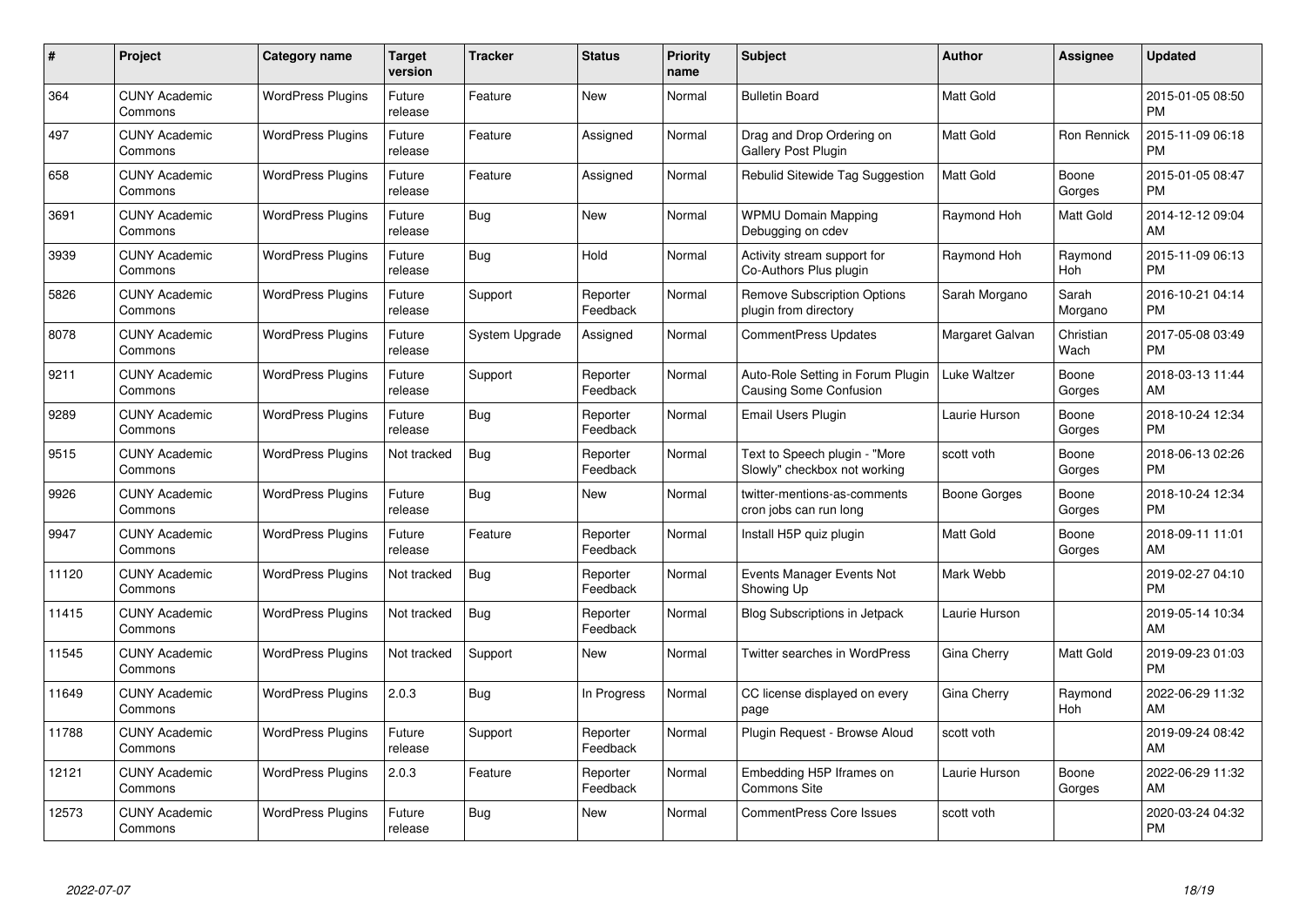| # | Project | Category name | Target version | Tracker | Status | Priority name | Subject | Author | Assignee | Updated |
|---|---|---|---|---|---|---|---|---|---|---|
| 364 | CUNY Academic Commons | WordPress Plugins | Future release | Feature | New | Normal | Bulletin Board | Matt Gold | | 2015-01-05 08:50 PM |
| 497 | CUNY Academic Commons | WordPress Plugins | Future release | Feature | Assigned | Normal | Drag and Drop Ordering on Gallery Post Plugin | Matt Gold | Ron Rennick | 2015-11-09 06:18 PM |
| 658 | CUNY Academic Commons | WordPress Plugins | Future release | Feature | Assigned | Normal | Rebulid Sitewide Tag Suggestion | Matt Gold | Boone Gorges | 2015-01-05 08:47 PM |
| 3691 | CUNY Academic Commons | WordPress Plugins | Future release | Bug | New | Normal | WPMU Domain Mapping Debugging on cdev | Raymond Hoh | Matt Gold | 2014-12-12 09:04 AM |
| 3939 | CUNY Academic Commons | WordPress Plugins | Future release | Bug | Hold | Normal | Activity stream support for Co-Authors Plus plugin | Raymond Hoh | Raymond Hoh | 2015-11-09 06:13 PM |
| 5826 | CUNY Academic Commons | WordPress Plugins | Future release | Support | Reporter Feedback | Normal | Remove Subscription Options plugin from directory | Sarah Morgano | Sarah Morgano | 2016-10-21 04:14 PM |
| 8078 | CUNY Academic Commons | WordPress Plugins | Future release | System Upgrade | Assigned | Normal | CommentPress Updates | Margaret Galvan | Christian Wach | 2017-05-08 03:49 PM |
| 9211 | CUNY Academic Commons | WordPress Plugins | Future release | Support | Reporter Feedback | Normal | Auto-Role Setting in Forum Plugin Causing Some Confusion | Luke Waltzer | Boone Gorges | 2018-03-13 11:44 AM |
| 9289 | CUNY Academic Commons | WordPress Plugins | Future release | Bug | Reporter Feedback | Normal | Email Users Plugin | Laurie Hurson | Boone Gorges | 2018-10-24 12:34 PM |
| 9515 | CUNY Academic Commons | WordPress Plugins | Not tracked | Bug | Reporter Feedback | Normal | Text to Speech plugin - "More Slowly" checkbox not working | scott voth | Boone Gorges | 2018-06-13 02:26 PM |
| 9926 | CUNY Academic Commons | WordPress Plugins | Future release | Bug | New | Normal | twitter-mentions-as-comments cron jobs can run long | Boone Gorges | Boone Gorges | 2018-10-24 12:34 PM |
| 9947 | CUNY Academic Commons | WordPress Plugins | Future release | Feature | Reporter Feedback | Normal | Install H5P quiz plugin | Matt Gold | Boone Gorges | 2018-09-11 11:01 AM |
| 11120 | CUNY Academic Commons | WordPress Plugins | Not tracked | Bug | Reporter Feedback | Normal | Events Manager Events Not Showing Up | Mark Webb | | 2019-02-27 04:10 PM |
| 11415 | CUNY Academic Commons | WordPress Plugins | Not tracked | Bug | Reporter Feedback | Normal | Blog Subscriptions in Jetpack | Laurie Hurson | | 2019-05-14 10:34 AM |
| 11545 | CUNY Academic Commons | WordPress Plugins | Not tracked | Support | New | Normal | Twitter searches in WordPress | Gina Cherry | Matt Gold | 2019-09-23 01:03 PM |
| 11649 | CUNY Academic Commons | WordPress Plugins | 2.0.3 | Bug | In Progress | Normal | CC license displayed on every page | Gina Cherry | Raymond Hoh | 2022-06-29 11:32 AM |
| 11788 | CUNY Academic Commons | WordPress Plugins | Future release | Support | Reporter Feedback | Normal | Plugin Request - Browse Aloud | scott voth | | 2019-09-24 08:42 AM |
| 12121 | CUNY Academic Commons | WordPress Plugins | 2.0.3 | Feature | Reporter Feedback | Normal | Embedding H5P Iframes on Commons Site | Laurie Hurson | Boone Gorges | 2022-06-29 11:32 AM |
| 12573 | CUNY Academic Commons | WordPress Plugins | Future release | Bug | New | Normal | CommentPress Core Issues | scott voth | | 2020-03-24 04:32 PM |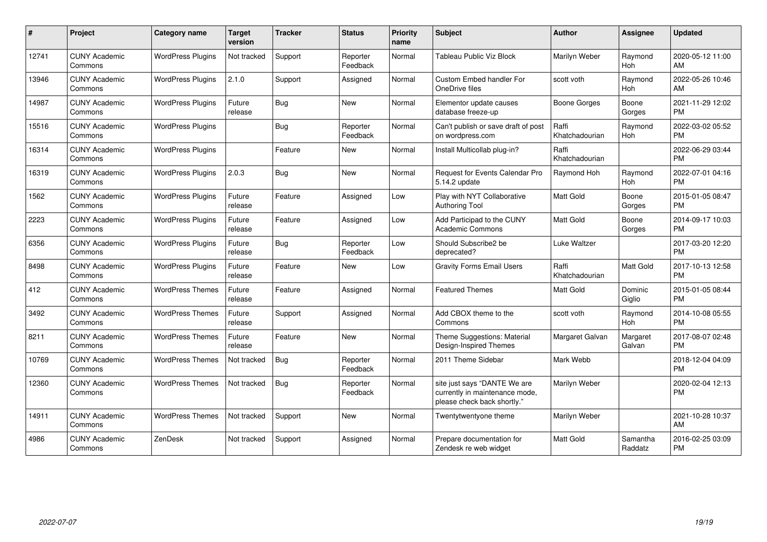| # | Project | Category name | Target version | Tracker | Status | Priority name | Subject | Author | Assignee | Updated |
|---|---|---|---|---|---|---|---|---|---|---|
| 12741 | CUNY Academic Commons | WordPress Plugins | Not tracked | Support | Reporter Feedback | Normal | Tableau Public Viz Block | Marilyn Weber | Raymond Hoh | 2020-05-12 11:00 AM |
| 13946 | CUNY Academic Commons | WordPress Plugins | 2.1.0 | Support | Assigned | Normal | Custom Embed handler For OneDrive files | scott voth | Raymond Hoh | 2022-05-26 10:46 AM |
| 14987 | CUNY Academic Commons | WordPress Plugins | Future release | Bug | New | Normal | Elementor update causes database freeze-up | Boone Gorges | Boone Gorges | 2021-11-29 12:02 PM |
| 15516 | CUNY Academic Commons | WordPress Plugins | | Bug | Reporter Feedback | Normal | Can't publish or save draft of post on wordpress.com | Raffi Khatchadourian | Raymond Hoh | 2022-03-02 05:52 PM |
| 16314 | CUNY Academic Commons | WordPress Plugins | | Feature | New | Normal | Install Multicollab plug-in? | Raffi Khatchadourian | | 2022-06-29 03:44 PM |
| 16319 | CUNY Academic Commons | WordPress Plugins | 2.0.3 | Bug | New | Normal | Request for Events Calendar Pro 5.14.2 update | Raymond Hoh | Raymond Hoh | 2022-07-01 04:16 PM |
| 1562 | CUNY Academic Commons | WordPress Plugins | Future release | Feature | Assigned | Low | Play with NYT Collaborative Authoring Tool | Matt Gold | Boone Gorges | 2015-01-05 08:47 PM |
| 2223 | CUNY Academic Commons | WordPress Plugins | Future release | Feature | Assigned | Low | Add Participad to the CUNY Academic Commons | Matt Gold | Boone Gorges | 2014-09-17 10:03 PM |
| 6356 | CUNY Academic Commons | WordPress Plugins | Future release | Bug | Reporter Feedback | Low | Should Subscribe2 be deprecated? | Luke Waltzer | | 2017-03-20 12:20 PM |
| 8498 | CUNY Academic Commons | WordPress Plugins | Future release | Feature | New | Low | Gravity Forms Email Users | Raffi Khatchadourian | Matt Gold | 2017-10-13 12:58 PM |
| 412 | CUNY Academic Commons | WordPress Themes | Future release | Feature | Assigned | Normal | Featured Themes | Matt Gold | Dominic Giglio | 2015-01-05 08:44 PM |
| 3492 | CUNY Academic Commons | WordPress Themes | Future release | Support | Assigned | Normal | Add CBOX theme to the Commons | scott voth | Raymond Hoh | 2014-10-08 05:55 PM |
| 8211 | CUNY Academic Commons | WordPress Themes | Future release | Feature | New | Normal | Theme Suggestions: Material Design-Inspired Themes | Margaret Galvan | Margaret Galvan | 2017-08-07 02:48 PM |
| 10769 | CUNY Academic Commons | WordPress Themes | Not tracked | Bug | Reporter Feedback | Normal | 2011 Theme Sidebar | Mark Webb | | 2018-12-04 04:09 PM |
| 12360 | CUNY Academic Commons | WordPress Themes | Not tracked | Bug | Reporter Feedback | Normal | site just says "DANTE We are currently in maintenance mode, please check back shortly." | Marilyn Weber | | 2020-02-04 12:13 PM |
| 14911 | CUNY Academic Commons | WordPress Themes | Not tracked | Support | New | Normal | Twentytwentyone theme | Marilyn Weber | | 2021-10-28 10:37 AM |
| 4986 | CUNY Academic Commons | ZenDesk | Not tracked | Support | Assigned | Normal | Prepare documentation for Zendesk re web widget | Matt Gold | Samantha Raddatz | 2016-02-25 03:09 PM |